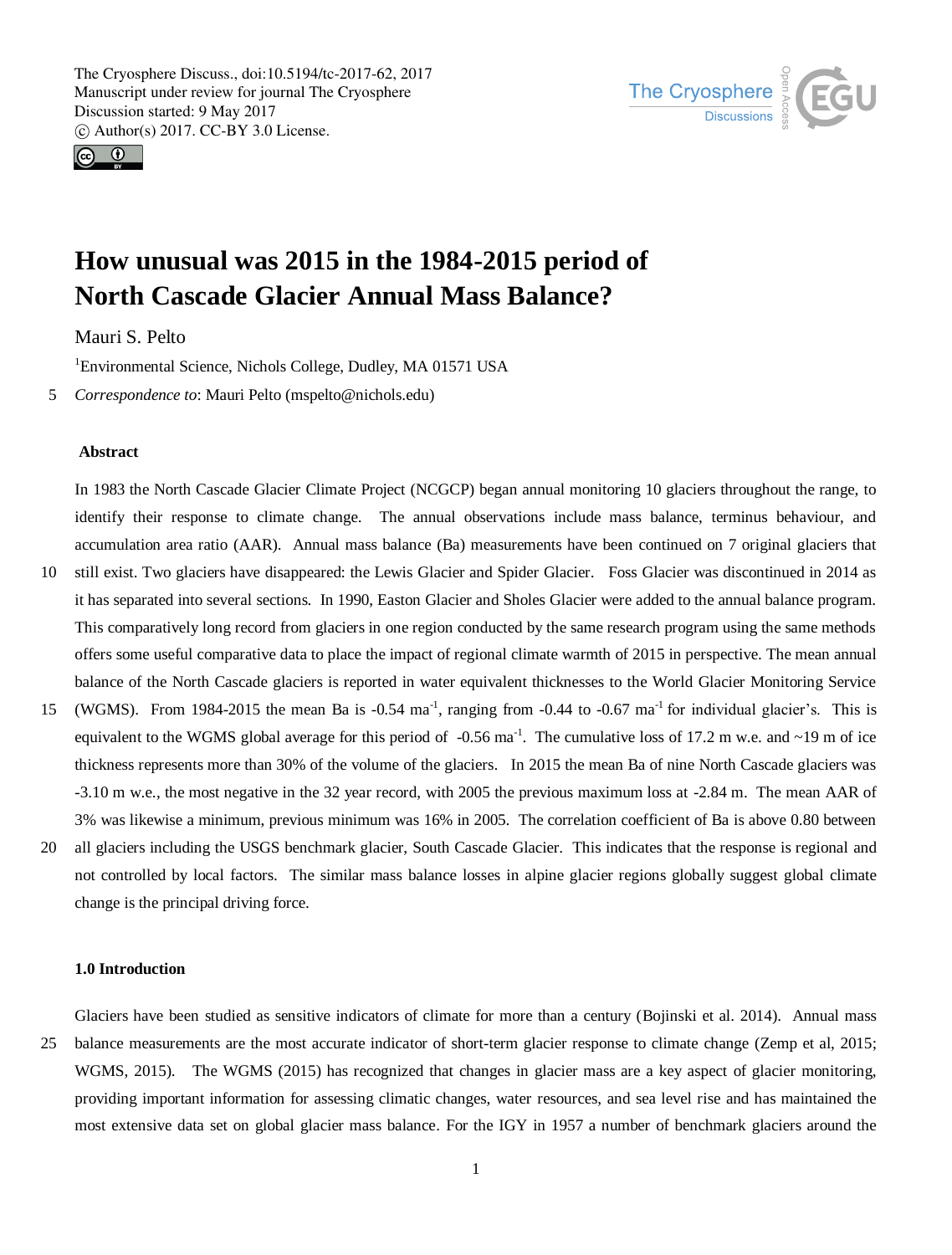# How unusual was 2015 in the 1984-2015 period of North Cascade Glacier Annual Mass Balance?

Mauri S. Pelto

[1]Environmental Science, Nichols College, Dudley, MA 01571 USA

*Correspondence to*: Mauri Pelto (mspelto@nichols.edu)

**Abstract**

In 1983 the North Cascade Glacier Climate Project (NCGCP) began annual monitoring 10 glaciers throughout the range, to identify their response to climate change. The annual observations include mass balance, terminus behaviour, and accumulation area ratio (AAR). Annual mass balance (Ba) measurements have been continued on 7 original glaciers that still exist. Two glaciers have disappeared: the Lewis Glacier and Spider Glacier. Foss Glacier was discontinued in 2014 as it has separated into several sections. In 1990, Easton Glacier and Sholes Glacier were added to the annual balance program. This comparatively long record from glaciers in one region conducted by the same research program using the same methods offers some useful comparative data to place the impact of regional climate warmth of 2015 in perspective. The mean annual balance of the North Cascade glaciers is reported in water equivalent thicknesses to the World Glacier Monitoring Service (WGMS). From 1984-2015 the mean Ba is -0.54 $ma^{-1}$, ranging from -0.44 to -0.67 $ma^{-1}$ for individual glacier's. This is equivalent to the WGMS global average for this period of -0.56 $ma^{-1}$. The cumulative loss of 17.2 m w.e. and ~19 m of ice thickness represents more than 30% of the volume of the glaciers. In 2015 the mean Ba of nine North Cascade glaciers was -3.10 m w.e., the most negative in the 32 year record, with 2005 the previous maximum loss at -2.84 m. The mean AAR of 3% was likewise a minimum, previous minimum was 16% in 2005. The correlation coefficient of Ba is above 0.80 between all glaciers including the USGS benchmark glacier, South Cascade Glacier. This indicates that the response is regional and not controlled by local factors. The similar mass balance losses in alpine glacier regions globally suggest global climate change is the principal driving force.

## 1.0 Introduction

Glaciers have been studied as sensitive indicators of climate for more than a century (Bojinski et al. 2014). Annual mass balance measurements are the most accurate indicator of short-term glacier response to climate change (Zemp et al, 2015; WGMS, 2015). The WGMS (2015) has recognized that changes in glacier mass are a key aspect of glacier monitoring, providing important information for assessing climatic changes, water resources, and sea level rise and has maintained the most extensive data set on global glacier mass balance. For the IGY in 1957 a number of benchmark glaciers around the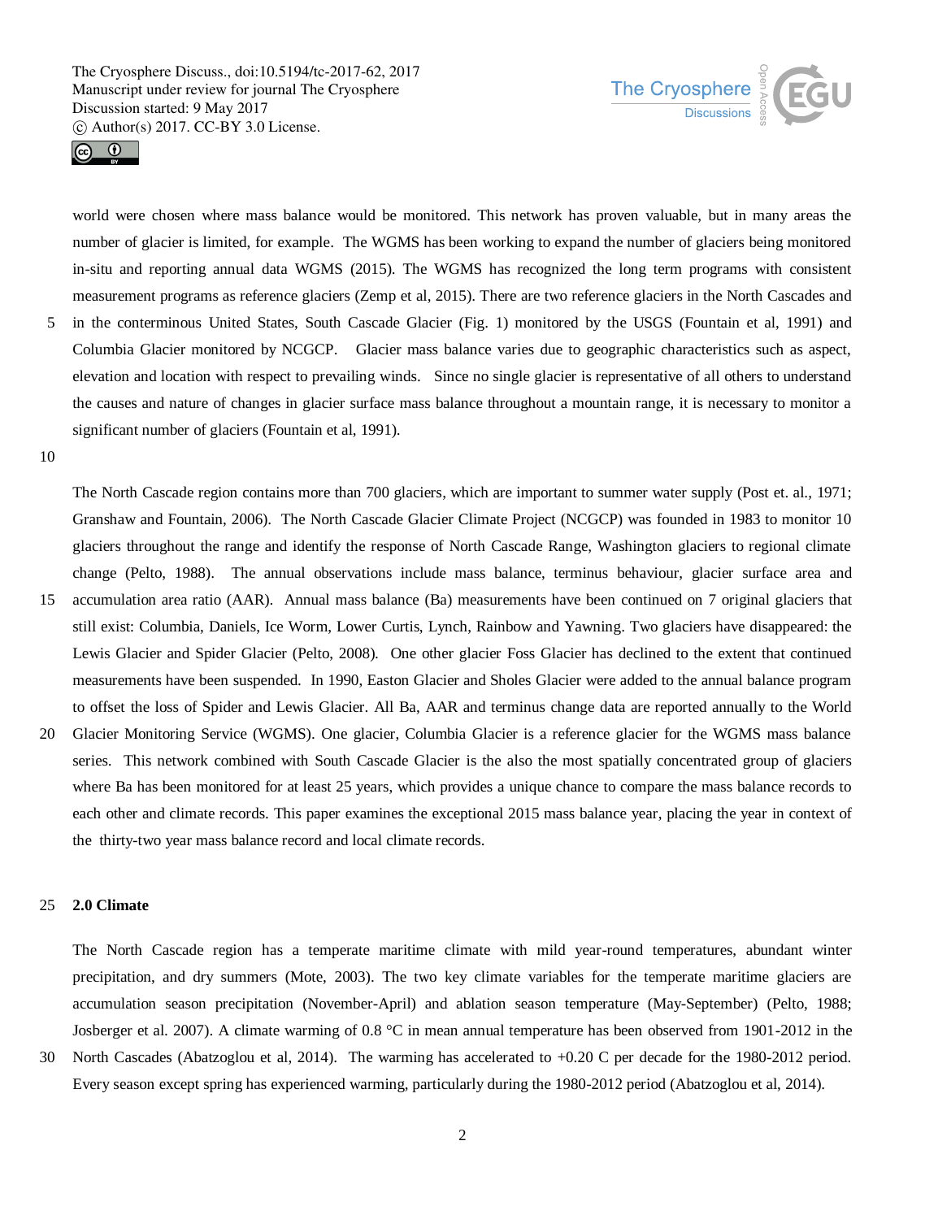world were chosen where mass balance would be monitored. This network has proven valuable, but in many areas the number of glacier is limited, for example. The WGMS has been working to expand the number of glaciers being monitored in-situ and reporting annual data WGMS (2015). The WGMS has recognized the long term programs with consistent measurement programs as reference glaciers (Zemp et al, 2015). There are two reference glaciers in the North Cascades and in the conterminous United States, South Cascade Glacier (Fig. 1) monitored by the USGS (Fountain et al, 1991) and Columbia Glacier monitored by NCGCP. Glacier mass balance varies due to geographic characteristics such as aspect, elevation and location with respect to prevailing winds. Since no single glacier is representative of all others to understand the causes and nature of changes in glacier surface mass balance throughout a mountain range, it is necessary to monitor a significant number of glaciers (Fountain et al, 1991).

The North Cascade region contains more than 700 glaciers, which are important to summer water supply (Post et. al., 1971; Granshaw and Fountain, 2006). The North Cascade Glacier Climate Project (NCGCP) was founded in 1983 to monitor 10 glaciers throughout the range and identify the response of North Cascade Range, Washington glaciers to regional climate change (Pelto, 1988). The annual observations include mass balance, terminus behaviour, glacier surface area and accumulation area ratio (AAR). Annual mass balance (Ba) measurements have been continued on 7 original glaciers that still exist: Columbia, Daniels, Ice Worm, Lower Curtis, Lynch, Rainbow and Yawning. Two glaciers have disappeared: the Lewis Glacier and Spider Glacier (Pelto, 2008). One other glacier Foss Glacier has declined to the extent that continued measurements have been suspended. In 1990, Easton Glacier and Sholes Glacier were added to the annual balance program to offset the loss of Spider and Lewis Glacier. All Ba, AAR and terminus change data are reported annually to the World Glacier Monitoring Service (WGMS). One glacier, Columbia Glacier is a reference glacier for the WGMS mass balance series. This network combined with South Cascade Glacier is the also the most spatially concentrated group of glaciers where Ba has been monitored for at least 25 years, which provides a unique chance to compare the mass balance records to each other and climate records. This paper examines the exceptional 2015 mass balance year, placing the year in context of the thirty-two year mass balance record and local climate records.

## 2.0 Climate

The North Cascade region has a temperate maritime climate with mild year-round temperatures, abundant winter precipitation, and dry summers (Mote, 2003). The two key climate variables for the temperate maritime glaciers are accumulation season precipitation (November-April) and ablation season temperature (May-September) (Pelto, 1988; Josberger et al. 2007). A climate warming of 0.8 °C in mean annual temperature has been observed from 1901-2012 in the North Cascades (Abatzoglou et al, 2014). The warming has accelerated to +0.20 C per decade for the 1980-2012 period. Every season except spring has experienced warming, particularly during the 1980-2012 period (Abatzoglou et al, 2014).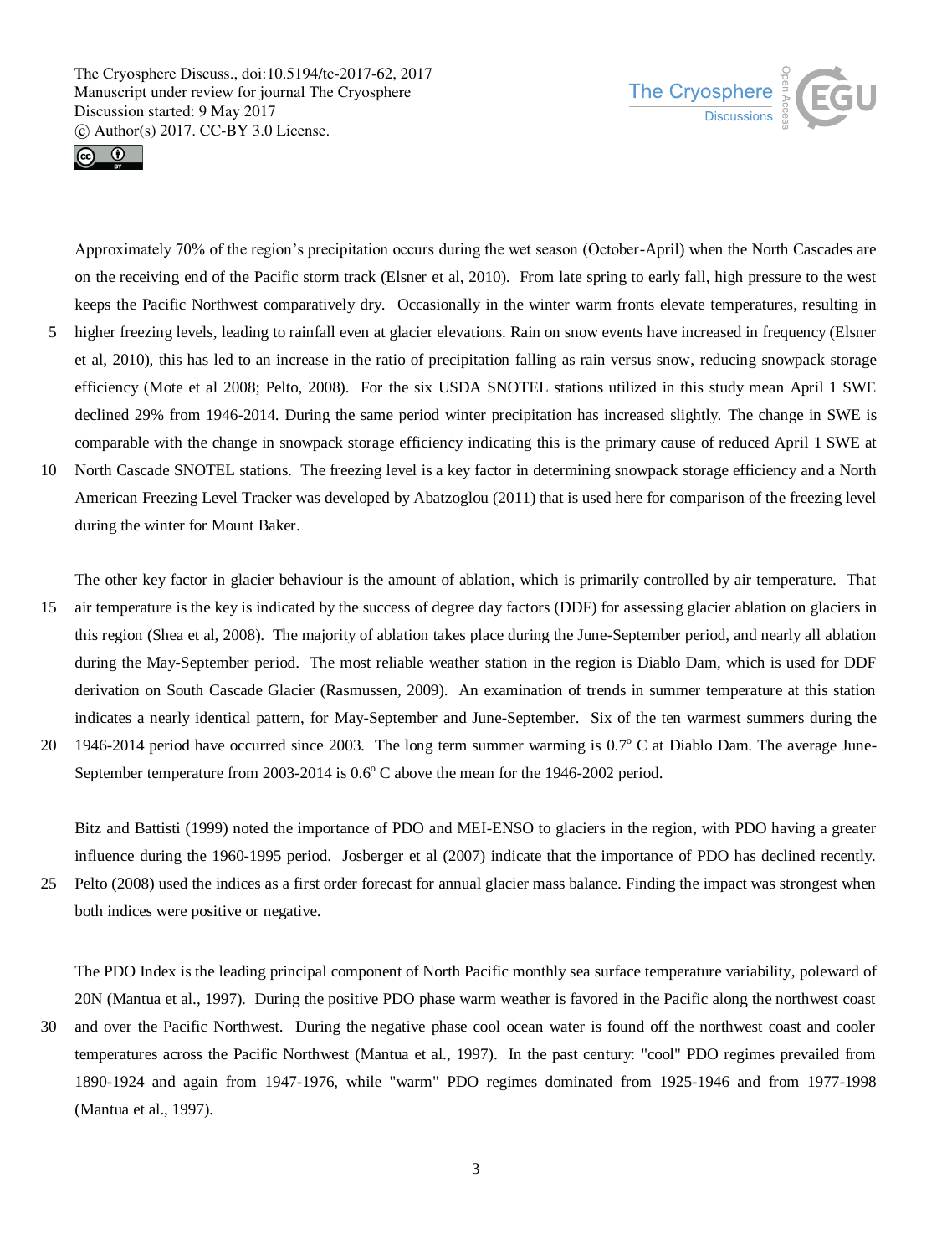Approximately 70% of the region's precipitation occurs during the wet season (October-April) when the North Cascades are on the receiving end of the Pacific storm track (Elsner et al, 2010). From late spring to early fall, high pressure to the west keeps the Pacific Northwest comparatively dry. Occasionally in the winter warm fronts elevate temperatures, resulting in higher freezing levels, leading to rainfall even at glacier elevations. Rain on snow events have increased in frequency (Elsner et al, 2010), this has led to an increase in the ratio of precipitation falling as rain versus snow, reducing snowpack storage efficiency (Mote et al 2008; Pelto, 2008). For the six USDA SNOTEL stations utilized in this study mean April 1 SWE declined 29% from 1946-2014. During the same period winter precipitation has increased slightly. The change in SWE is comparable with the change in snowpack storage efficiency indicating this is the primary cause of reduced April 1 SWE at North Cascade SNOTEL stations. The freezing level is a key factor in determining snowpack storage efficiency and a North American Freezing Level Tracker was developed by Abatzoglou (2011) that is used here for comparison of the freezing level during the winter for Mount Baker.

The other key factor in glacier behaviour is the amount of ablation, which is primarily controlled by air temperature. That air temperature is the key is indicated by the success of degree day factors (DDF) for assessing glacier ablation on glaciers in this region (Shea et al, 2008). The majority of ablation takes place during the June-September period, and nearly all ablation during the May-September period. The most reliable weather station in the region is Diablo Dam, which is used for DDF derivation on South Cascade Glacier (Rasmussen, 2009). An examination of trends in summer temperature at this station indicates a nearly identical pattern, for May-September and June-September. Six of the ten warmest summers during the 1946-2014 period have occurred since 2003. The long term summer warming is 0.7$^{o}$ C at Diablo Dam. The average June-September temperature from 2003-2014 is 0.6$^{o}$ C above the mean for the 1946-2002 period.

Bitz and Battisti (1999) noted the importance of PDO and MEI-ENSO to glaciers in the region, with PDO having a greater influence during the 1960-1995 period. Josberger et al (2007) indicate that the importance of PDO has declined recently. Pelto (2008) used the indices as a first order forecast for annual glacier mass balance. Finding the impact was strongest when both indices were positive or negative.

The PDO Index is the leading principal component of North Pacific monthly sea surface temperature variability, poleward of 20N (Mantua et al., 1997). During the positive PDO phase warm weather is favored in the Pacific along the northwest coast and over the Pacific Northwest. During the negative phase cool ocean water is found off the northwest coast and cooler temperatures across the Pacific Northwest (Mantua et al., 1997). In the past century: "cool" PDO regimes prevailed from 1890-1924 and again from 1947-1976, while "warm" PDO regimes dominated from 1925-1946 and from 1977-1998 (Mantua et al., 1997).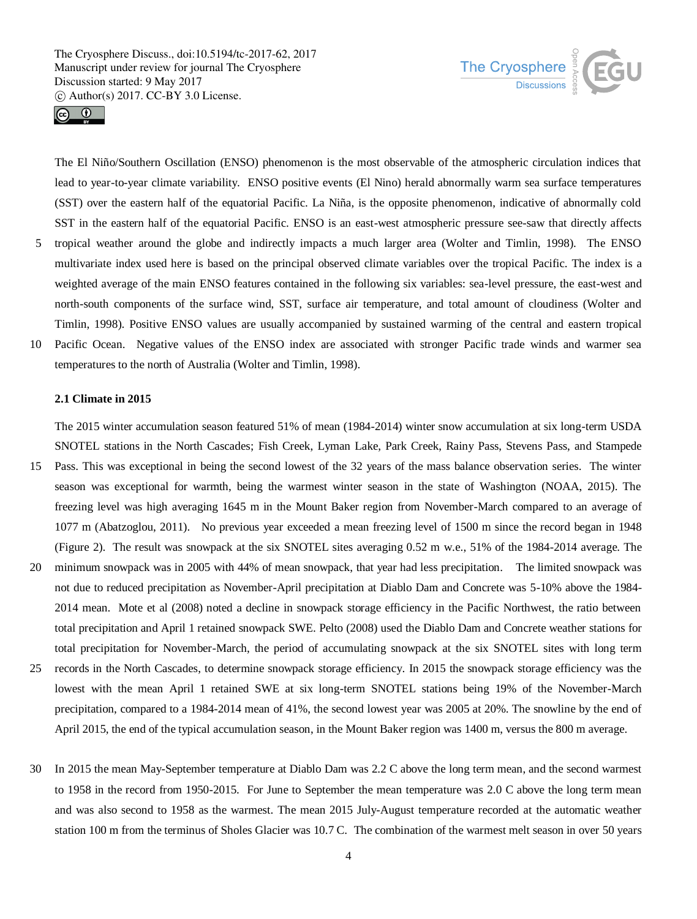The El Niño/Southern Oscillation (ENSO) phenomenon is the most observable of the atmospheric circulation indices that lead to year-to-year climate variability. ENSO positive events (El Nino) herald abnormally warm sea surface temperatures (SST) over the eastern half of the equatorial Pacific. La Niña, is the opposite phenomenon, indicative of abnormally cold SST in the eastern half of the equatorial Pacific. ENSO is an east-west atmospheric pressure see-saw that directly affects tropical weather around the globe and indirectly impacts a much larger area (Wolter and Timlin, 1998). The ENSO multivariate index used here is based on the principal observed climate variables over the tropical Pacific. The index is a weighted average of the main ENSO features contained in the following six variables: sea-level pressure, the east-west and north-south components of the surface wind, SST, surface air temperature, and total amount of cloudiness (Wolter and Timlin, 1998). Positive ENSO values are usually accompanied by sustained warming of the central and eastern tropical Pacific Ocean. Negative values of the ENSO index are associated with stronger Pacific trade winds and warmer sea temperatures to the north of Australia (Wolter and Timlin, 1998).

### 2.1 Climate in 2015

The 2015 winter accumulation season featured 51% of mean (1984-2014) winter snow accumulation at six long-term USDA SNOTEL stations in the North Cascades; Fish Creek, Lyman Lake, Park Creek, Rainy Pass, Stevens Pass, and Stampede Pass. This was exceptional in being the second lowest of the 32 years of the mass balance observation series. The winter season was exceptional for warmth, being the warmest winter season in the state of Washington (NOAA, 2015). The freezing level was high averaging 1645 m in the Mount Baker region from November-March compared to an average of 1077 m (Abatzoglou, 2011). No previous year exceeded a mean freezing level of 1500 m since the record began in 1948 (Figure 2). The result was snowpack at the six SNOTEL sites averaging 0.52 m w.e., 51% of the 1984-2014 average. The minimum snowpack was in 2005 with 44% of mean snowpack, that year had less precipitation. The limited snowpack was not due to reduced precipitation as November-April precipitation at Diablo Dam and Concrete was 5-10% above the 1984-2014 mean. Mote et al (2008) noted a decline in snowpack storage efficiency in the Pacific Northwest, the ratio between total precipitation and April 1 retained snowpack SWE. Pelto (2008) used the Diablo Dam and Concrete weather stations for total precipitation for November-March, the period of accumulating snowpack at the six SNOTEL sites with long term records in the North Cascades, to determine snowpack storage efficiency. In 2015 the snowpack storage efficiency was the lowest with the mean April 1 retained SWE at six long-term SNOTEL stations being 19% of the November-March precipitation, compared to a 1984-2014 mean of 41%, the second lowest year was 2005 at 20%. The snowline by the end of April 2015, the end of the typical accumulation season, in the Mount Baker region was 1400 m, versus the 800 m average.

In 2015 the mean May-September temperature at Diablo Dam was 2.2 C above the long term mean, and the second warmest to 1958 in the record from 1950-2015. For June to September the mean temperature was 2.0 C above the long term mean and was also second to 1958 as the warmest. The mean 2015 July-August temperature recorded at the automatic weather station 100 m from the terminus of Sholes Glacier was 10.7 C. The combination of the warmest melt season in over 50 years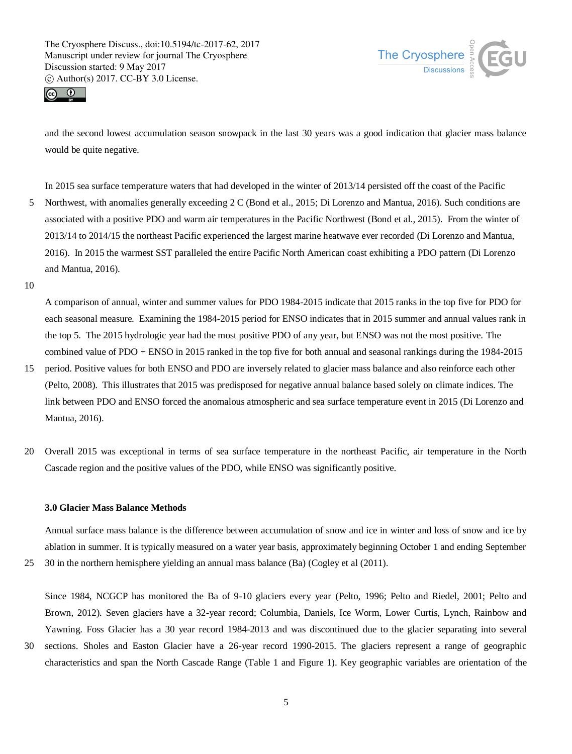and the second lowest accumulation season snowpack in the last 30 years was a good indication that glacier mass balance would be quite negative.

In 2015 sea surface temperature waters that had developed in the winter of 2013/14 persisted off the coast of the Pacific Northwest, with anomalies generally exceeding 2 C (Bond et al., 2015; Di Lorenzo and Mantua, 2016). Such conditions are associated with a positive PDO and warm air temperatures in the Pacific Northwest (Bond et al., 2015). From the winter of 2013/14 to 2014/15 the northeast Pacific experienced the largest marine heatwave ever recorded (Di Lorenzo and Mantua, 2016). In 2015 the warmest SST paralleled the entire Pacific North American coast exhibiting a PDO pattern (Di Lorenzo and Mantua, 2016).

A comparison of annual, winter and summer values for PDO 1984-2015 indicate that 2015 ranks in the top five for PDO for each seasonal measure. Examining the 1984-2015 period for ENSO indicates that in 2015 summer and annual values rank in the top 5. The 2015 hydrologic year had the most positive PDO of any year, but ENSO was not the most positive. The combined value of PDO + ENSO in 2015 ranked in the top five for both annual and seasonal rankings during the 1984-2015 period. Positive values for both ENSO and PDO are inversely related to glacier mass balance and also reinforce each other (Pelto, 2008). This illustrates that 2015 was predisposed for negative annual balance based solely on climate indices. The link between PDO and ENSO forced the anomalous atmospheric and sea surface temperature event in 2015 (Di Lorenzo and Mantua, 2016).

Overall 2015 was exceptional in terms of sea surface temperature in the northeast Pacific, air temperature in the North Cascade region and the positive values of the PDO, while ENSO was significantly positive.

### 3.0 Glacier Mass Balance Methods

Annual surface mass balance is the difference between accumulation of snow and ice in winter and loss of snow and ice by ablation in summer. It is typically measured on a water year basis, approximately beginning October 1 and ending September 30 in the northern hemisphere yielding an annual mass balance (Ba) (Cogley et al (2011).

Since 1984, NCGCP has monitored the Ba of 9-10 glaciers every year (Pelto, 1996; Pelto and Riedel, 2001; Pelto and Brown, 2012). Seven glaciers have a 32-year record; Columbia, Daniels, Ice Worm, Lower Curtis, Lynch, Rainbow and Yawning. Foss Glacier has a 30 year record 1984-2013 and was discontinued due to the glacier separating into several sections. Sholes and Easton Glacier have a 26-year record 1990-2015. The glaciers represent a range of geographic characteristics and span the North Cascade Range (Table 1 and Figure 1). Key geographic variables are orientation of the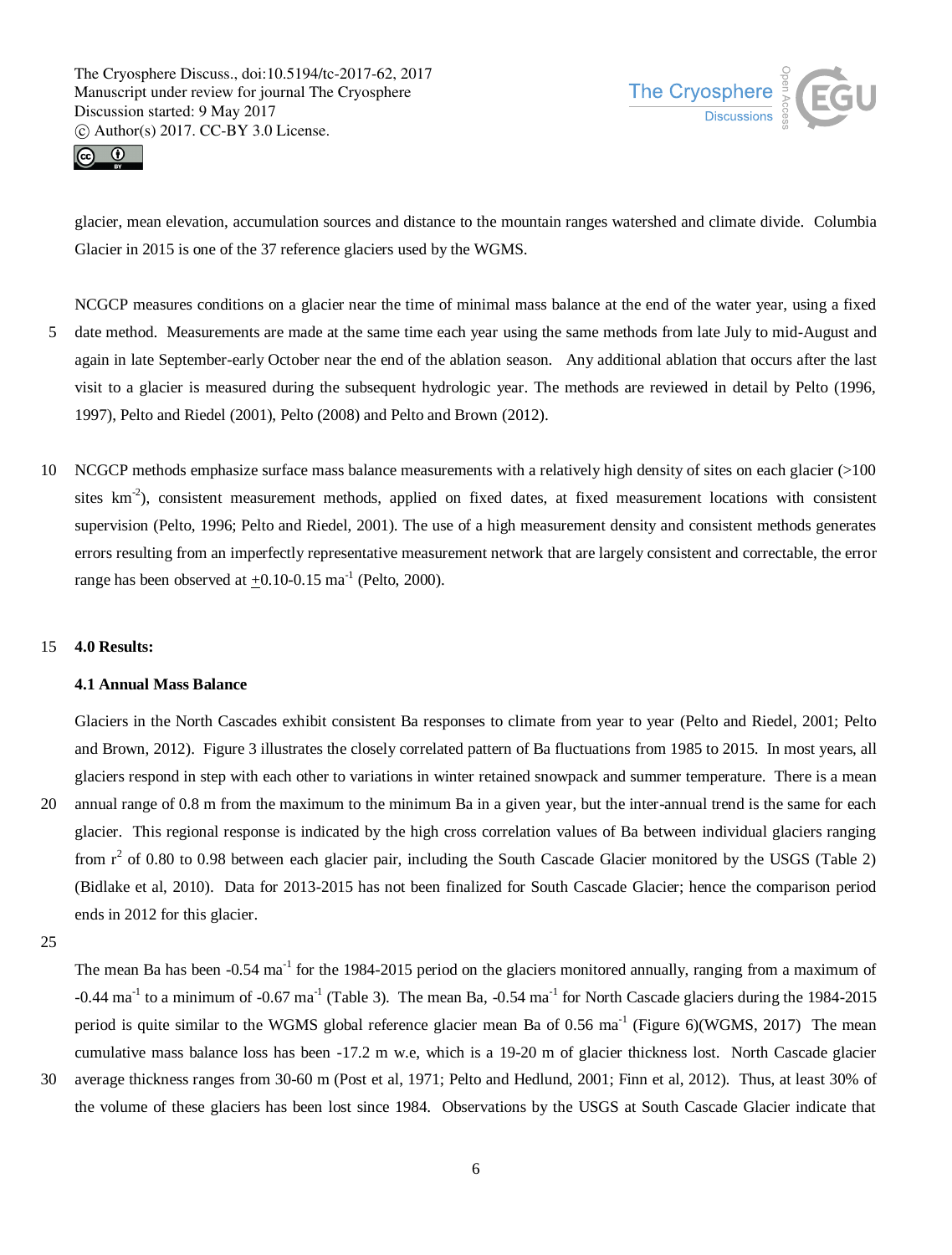glacier, mean elevation, accumulation sources and distance to the mountain ranges watershed and climate divide. Columbia Glacier in 2015 is one of the 37 reference glaciers used by the WGMS.

NCGCP measures conditions on a glacier near the time of minimal mass balance at the end of the water year, using a fixed date method. Measurements are made at the same time each year using the same methods from late July to mid-August and again in late September-early October near the end of the ablation season. Any additional ablation that occurs after the last visit to a glacier is measured during the subsequent hydrologic year. The methods are reviewed in detail by Pelto (1996, 1997), Pelto and Riedel (2001), Pelto (2008) and Pelto and Brown (2012).

NCGCP methods emphasize surface mass balance measurements with a relatively high density of sites on each glacier (>100 sites $km^{-2}$), consistent measurement methods, applied on fixed dates, at fixed measurement locations with consistent supervision (Pelto, 1996; Pelto and Riedel, 2001). The use of a high measurement density and consistent methods generates errors resulting from an imperfectly representative measurement network that are largely consistent and correctable, the error range has been observed at $\pm$0.10-0.15 $ma^{-1}$ (Pelto, 2000).

## 4.0 Results:

### 4.1 Annual Mass Balance

Glaciers in the North Cascades exhibit consistent Ba responses to climate from year to year (Pelto and Riedel, 2001; Pelto and Brown, 2012). Figure 3 illustrates the closely correlated pattern of Ba fluctuations from 1985 to 2015. In most years, all glaciers respond in step with each other to variations in winter retained snowpack and summer temperature. There is a mean annual range of 0.8 m from the maximum to the minimum Ba in a given year, but the inter-annual trend is the same for each glacier. This regional response is indicated by the high cross correlation values of Ba between individual glaciers ranging from $r^2$ of 0.80 to 0.98 between each glacier pair, including the South Cascade Glacier monitored by the USGS (Table 2) (Bidlake et al, 2010). Data for 2013-2015 has not been finalized for South Cascade Glacier; hence the comparison period ends in 2012 for this glacier.

The mean Ba has been -0.54 $ma^{-1}$ for the 1984-2015 period on the glaciers monitored annually, ranging from a maximum of -0.44 $ma^{-1}$ to a minimum of -0.67 $ma^{-1}$ (Table 3). The mean Ba, -0.54 $ma^{-1}$ for North Cascade glaciers during the 1984-2015 period is quite similar to the WGMS global reference glacier mean Ba of 0.56 $ma^{-1}$ (Figure 6)(WGMS, 2017) The mean cumulative mass balance loss has been -17.2 m w.e, which is a 19-20 m of glacier thickness lost. North Cascade glacier average thickness ranges from 30-60 m (Post et al, 1971; Pelto and Hedlund, 2001; Finn et al, 2012). Thus, at least 30% of the volume of these glaciers has been lost since 1984. Observations by the USGS at South Cascade Glacier indicate that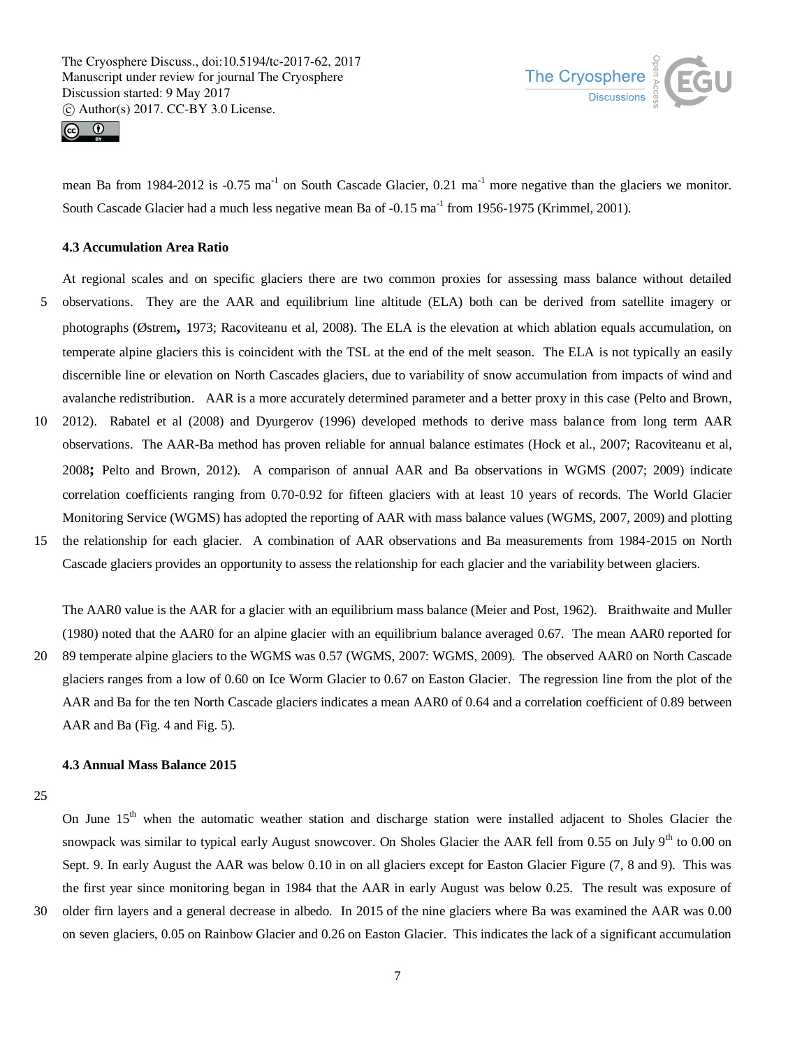mean Ba from 1984-2012 is -0.75 $ma^{-1}$ on South Cascade Glacier, 0.21 $ma^{-1}$ more negative than the glaciers we monitor. South Cascade Glacier had a much less negative mean Ba of -0.15 $ma^{-1}$ from 1956-1975 (Krimmel, 2001).

### 4.3 Accumulation Area Ratio

At regional scales and on specific glaciers there are two common proxies for assessing mass balance without detailed observations. They are the AAR and equilibrium line altitude (ELA) both can be derived from satellite imagery or photographs (Østrem**,** 1973; Racoviteanu et al, 2008). The ELA is the elevation at which ablation equals accumulation, on temperate alpine glaciers this is coincident with the TSL at the end of the melt season. The ELA is not typically an easily discernible line or elevation on North Cascades glaciers, due to variability of snow accumulation from impacts of wind and avalanche redistribution. AAR is a more accurately determined parameter and a better proxy in this case (Pelto and Brown, 2012). Rabatel et al (2008) and Dyurgerov (1996) developed methods to derive mass balance from long term AAR observations. The AAR-Ba method has proven reliable for annual balance estimates (Hock et al., 2007; Racoviteanu et al, 2008**;** Pelto and Brown, 2012). A comparison of annual AAR and Ba observations in WGMS (2007; 2009) indicate correlation coefficients ranging from 0.70-0.92 for fifteen glaciers with at least 10 years of records. The World Glacier Monitoring Service (WGMS) has adopted the reporting of AAR with mass balance values (WGMS, 2007, 2009) and plotting the relationship for each glacier. A combination of AAR observations and Ba measurements from 1984-2015 on North Cascade glaciers provides an opportunity to assess the relationship for each glacier and the variability between glaciers.

The AAR0 value is the AAR for a glacier with an equilibrium mass balance (Meier and Post, 1962). Braithwaite and Muller (1980) noted that the AAR0 for an alpine glacier with an equilibrium balance averaged 0.67. The mean AAR0 reported for 89 temperate alpine glaciers to the WGMS was 0.57 (WGMS, 2007: WGMS, 2009). The observed AAR0 on North Cascade glaciers ranges from a low of 0.60 on Ice Worm Glacier to 0.67 on Easton Glacier. The regression line from the plot of the AAR and Ba for the ten North Cascade glaciers indicates a mean AAR0 of 0.64 and a correlation coefficient of 0.89 between AAR and Ba (Fig. 4 and Fig. 5).

### 4.3 Annual Mass Balance 2015

On June 15th when the automatic weather station and discharge station were installed adjacent to Sholes Glacier the snowpack was similar to typical early August snowcover. On Sholes Glacier the AAR fell from 0.55 on July 9th to 0.00 on Sept. 9. In early August the AAR was below 0.10 in on all glaciers except for Easton Glacier Figure (7, 8 and 9). This was the first year since monitoring began in 1984 that the AAR in early August was below 0.25. The result was exposure of older firn layers and a general decrease in albedo. In 2015 of the nine glaciers where Ba was examined the AAR was 0.00 on seven glaciers, 0.05 on Rainbow Glacier and 0.26 on Easton Glacier. This indicates the lack of a significant accumulation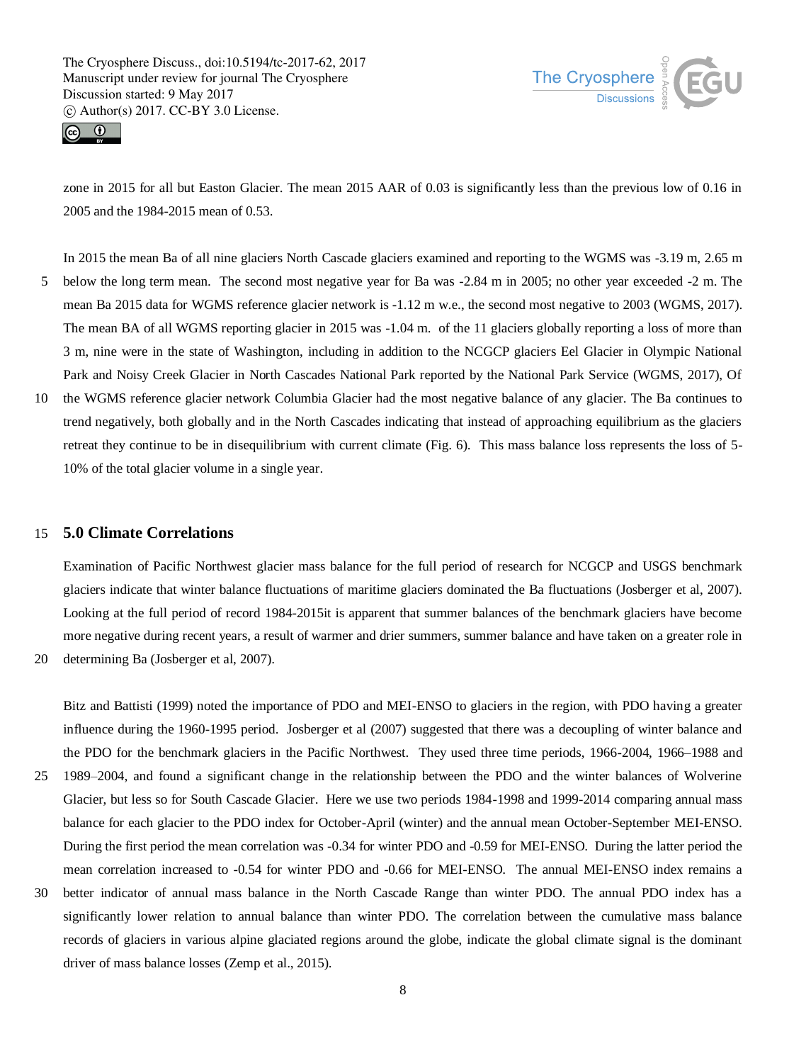zone in 2015 for all but Easton Glacier. The mean 2015 AAR of 0.03 is significantly less than the previous low of 0.16 in 2005 and the 1984-2015 mean of 0.53.

In 2015 the mean Ba of all nine glaciers North Cascade glaciers examined and reporting to the WGMS was -3.19 m, 2.65 m below the long term mean. The second most negative year for Ba was -2.84 m in 2005; no other year exceeded -2 m. The mean Ba 2015 data for WGMS reference glacier network is -1.12 m w.e., the second most negative to 2003 (WGMS, 2017). The mean BA of all WGMS reporting glacier in 2015 was -1.04 m. of the 11 glaciers globally reporting a loss of more than 3 m, nine were in the state of Washington, including in addition to the NCGCP glaciers Eel Glacier in Olympic National Park and Noisy Creek Glacier in North Cascades National Park reported by the National Park Service (WGMS, 2017), Of the WGMS reference glacier network Columbia Glacier had the most negative balance of any glacier. The Ba continues to trend negatively, both globally and in the North Cascades indicating that instead of approaching equilibrium as the glaciers retreat they continue to be in disequilibrium with current climate (Fig. 6). This mass balance loss represents the loss of 5-10% of the total glacier volume in a single year.

## 5.0 Climate Correlations

Examination of Pacific Northwest glacier mass balance for the full period of research for NCGCP and USGS benchmark glaciers indicate that winter balance fluctuations of maritime glaciers dominated the Ba fluctuations (Josberger et al, 2007). Looking at the full period of record 1984-2015it is apparent that summer balances of the benchmark glaciers have become more negative during recent years, a result of warmer and drier summers, summer balance and have taken on a greater role in determining Ba (Josberger et al, 2007).

Bitz and Battisti (1999) noted the importance of PDO and MEI-ENSO to glaciers in the region, with PDO having a greater influence during the 1960-1995 period. Josberger et al (2007) suggested that there was a decoupling of winter balance and the PDO for the benchmark glaciers in the Pacific Northwest. They used three time periods, 1966-2004, 1966–1988 and 1989–2004, and found a significant change in the relationship between the PDO and the winter balances of Wolverine Glacier, but less so for South Cascade Glacier. Here we use two periods 1984-1998 and 1999-2014 comparing annual mass balance for each glacier to the PDO index for October-April (winter) and the annual mean October-September MEI-ENSO. During the first period the mean correlation was -0.34 for winter PDO and -0.59 for MEI-ENSO. During the latter period the mean correlation increased to -0.54 for winter PDO and -0.66 for MEI-ENSO. The annual MEI-ENSO index remains a better indicator of annual mass balance in the North Cascade Range than winter PDO. The annual PDO index has a significantly lower relation to annual balance than winter PDO. The correlation between the cumulative mass balance records of glaciers in various alpine glaciated regions around the globe, indicate the global climate signal is the dominant driver of mass balance losses (Zemp et al., 2015).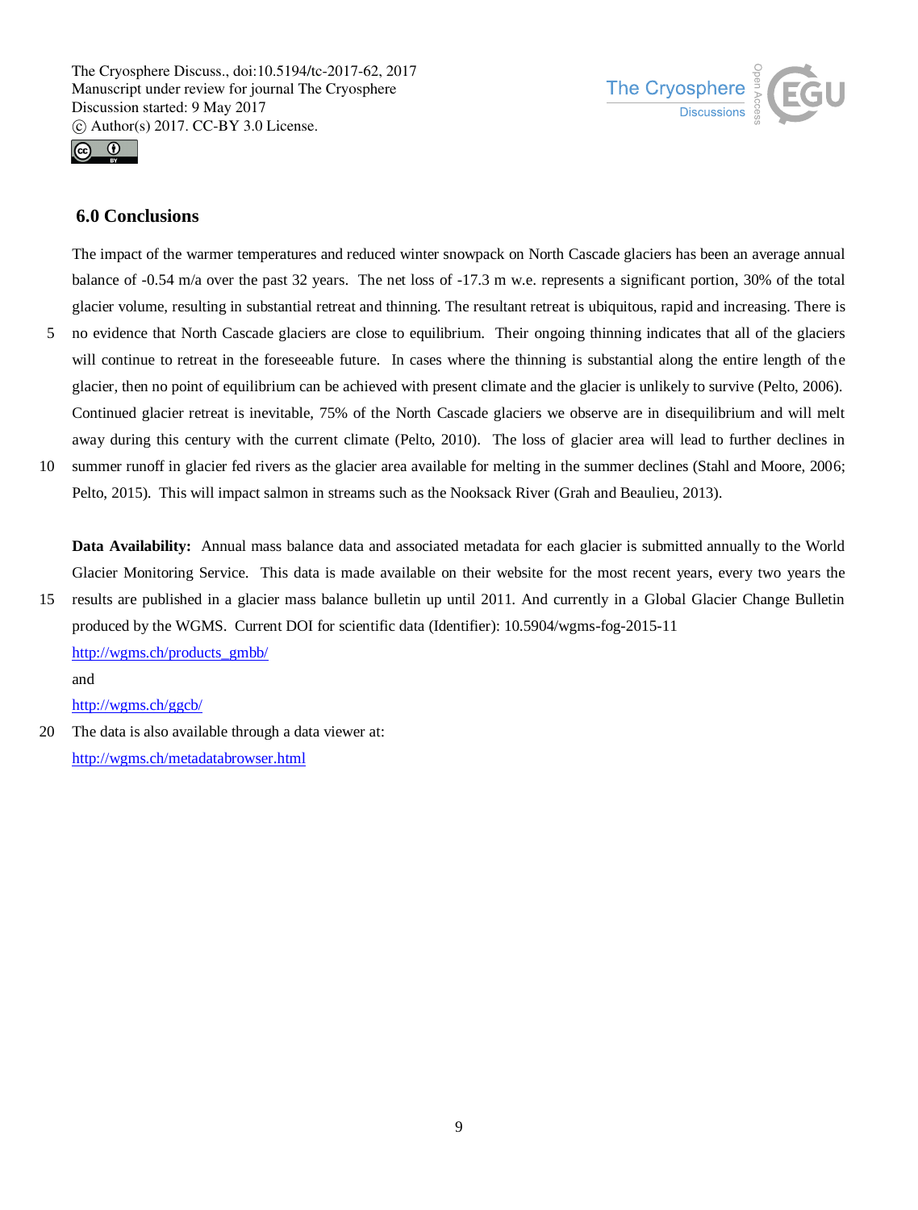## 6.0 Conclusions

The impact of the warmer temperatures and reduced winter snowpack on North Cascade glaciers has been an average annual balance of -0.54 m/a over the past 32 years. The net loss of -17.3 m w.e. represents a significant portion, 30% of the total glacier volume, resulting in substantial retreat and thinning. The resultant retreat is ubiquitous, rapid and increasing. There is no evidence that North Cascade glaciers are close to equilibrium. Their ongoing thinning indicates that all of the glaciers will continue to retreat in the foreseeable future. In cases where the thinning is substantial along the entire length of the glacier, then no point of equilibrium can be achieved with present climate and the glacier is unlikely to survive (Pelto, 2006). Continued glacier retreat is inevitable, 75% of the North Cascade glaciers we observe are in disequilibrium and will melt away during this century with the current climate (Pelto, 2010). The loss of glacier area will lead to further declines in summer runoff in glacier fed rivers as the glacier area available for melting in the summer declines (Stahl and Moore, 2006; Pelto, 2015). This will impact salmon in streams such as the Nooksack River (Grah and Beaulieu, 2013).

**Data Availability:** Annual mass balance data and associated metadata for each glacier is submitted annually to the World Glacier Monitoring Service. This data is made available on their website for the most recent years, every two years the results are published in a glacier mass balance bulletin up until 2011. And currently in a Global Glacier Change Bulletin produced by the WGMS. Current DOI for scientific data (Identifier): 10.5904/wgms-fog-2015-11

http://wgms.ch/products_gmbb/

and

http://wgms.ch/ggcb/

The data is also available through a data viewer at:

http://wgms.ch/metadatabrowser.html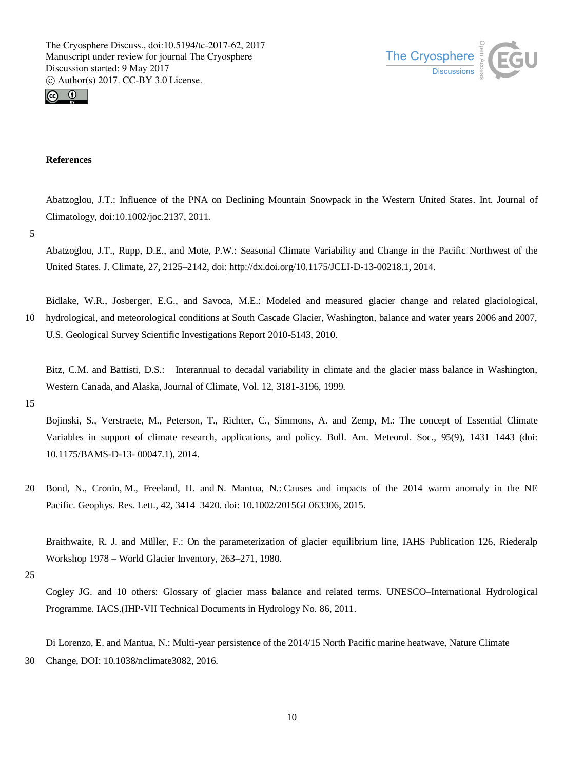## References

Abatzoglou, J.T.: Influence of the PNA on Declining Mountain Snowpack in the Western United States. Int. Journal of Climatology, doi:10.1002/joc.2137, 2011.

Abatzoglou, J.T., Rupp, D.E., and Mote, P.W.: Seasonal Climate Variability and Change in the Pacific Northwest of the United States. J. Climate, 27, 2125–2142, doi: http://dx.doi.org/10.1175/JCLI-D-13-00218.1, 2014.

Bidlake, W.R., Josberger, E.G., and Savoca, M.E.: Modeled and measured glacier change and related glaciological, hydrological, and meteorological conditions at South Cascade Glacier, Washington, balance and water years 2006 and 2007, U.S. Geological Survey Scientific Investigations Report 2010-5143, 2010.

Bitz, C.M. and Battisti, D.S.: Interannual to decadal variability in climate and the glacier mass balance in Washington, Western Canada, and Alaska, Journal of Climate, Vol. 12, 3181-3196, 1999.

Bojinski, S., Verstraete, M., Peterson, T., Richter, C., Simmons, A. and Zemp, M.: The concept of Essential Climate Variables in support of climate research, applications, and policy. Bull. Am. Meteorol. Soc., 95(9), 1431–1443 (doi: 10.1175/BAMS-D-13- 00047.1), 2014.

Bond, N., Cronin, M., Freeland, H. and N. Mantua, N.: Causes and impacts of the 2014 warm anomaly in the NE Pacific. Geophys. Res. Lett., 42, 3414–3420. doi: 10.1002/2015GL063306, 2015.

Braithwaite, R. J. and Müller, F.: On the parameterization of glacier equilibrium line, IAHS Publication 126, Riederalp Workshop 1978 – World Glacier Inventory, 263–271, 1980.

Cogley JG. and 10 others: Glossary of glacier mass balance and related terms. UNESCO–International Hydrological Programme. IACS.(IHP-VII Technical Documents in Hydrology No. 86, 2011.

Di Lorenzo, E. and Mantua, N.: Multi-year persistence of the 2014/15 North Pacific marine heatwave, Nature Climate Change, DOI: 10.1038/nclimate3082, 2016.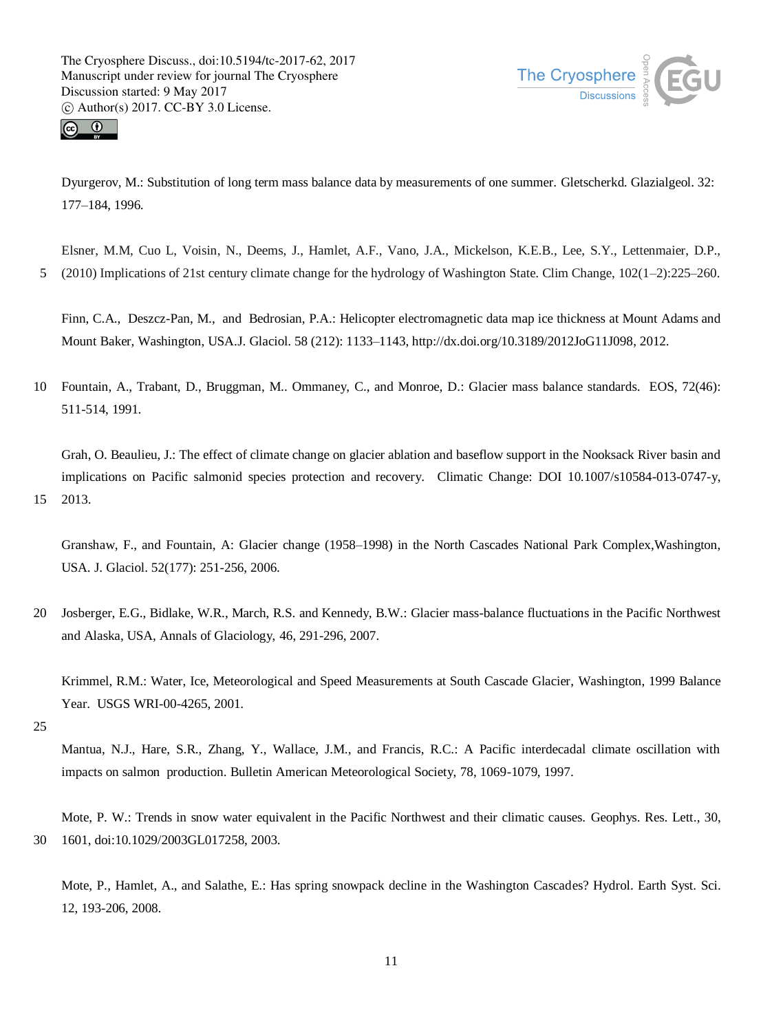Dyurgerov, M.: Substitution of long term mass balance data by measurements of one summer. Gletscherkd. Glazialgeol. 32: 177–184, 1996.

Elsner, M.M, Cuo L, Voisin, N., Deems, J., Hamlet, A.F., Vano, J.A., Mickelson, K.E.B., Lee, S.Y., Lettenmaier, D.P., (2010) Implications of 21st century climate change for the hydrology of Washington State. Clim Change, 102(1–2):225–260.

Finn, C.A., Deszcz-Pan, M., and Bedrosian, P.A.: Helicopter electromagnetic data map ice thickness at Mount Adams and Mount Baker, Washington, USA.J. Glaciol. 58 (212): 1133–1143, http://dx.doi.org/10.3189/2012JoG11J098, 2012.

Fountain, A., Trabant, D., Bruggman, M.. Ommaney, C., and Monroe, D.: Glacier mass balance standards. EOS, 72(46): 511-514, 1991.

Grah, O. Beaulieu, J.: The effect of climate change on glacier ablation and baseflow support in the Nooksack River basin and implications on Pacific salmonid species protection and recovery. Climatic Change: DOI 10.1007/s10584-013-0747-y, 2013.

Granshaw, F., and Fountain, A: Glacier change (1958–1998) in the North Cascades National Park Complex,Washington, USA. J. Glaciol. 52(177): 251-256, 2006.

Josberger, E.G., Bidlake, W.R., March, R.S. and Kennedy, B.W.: Glacier mass-balance fluctuations in the Pacific Northwest and Alaska, USA, Annals of Glaciology, 46, 291-296, 2007.

Krimmel, R.M.: Water, Ice, Meteorological and Speed Measurements at South Cascade Glacier, Washington, 1999 Balance Year. USGS WRI-00-4265, 2001.

Mantua, N.J., Hare, S.R., Zhang, Y., Wallace, J.M., and Francis, R.C.: A Pacific interdecadal climate oscillation with impacts on salmon production. Bulletin American Meteorological Society, 78, 1069-1079, 1997.

Mote, P. W.: Trends in snow water equivalent in the Pacific Northwest and their climatic causes. Geophys. Res. Lett., 30, 1601, doi:10.1029/2003GL017258, 2003.

Mote, P., Hamlet, A., and Salathe, E.: Has spring snowpack decline in the Washington Cascades? Hydrol. Earth Syst. Sci. 12, 193-206, 2008.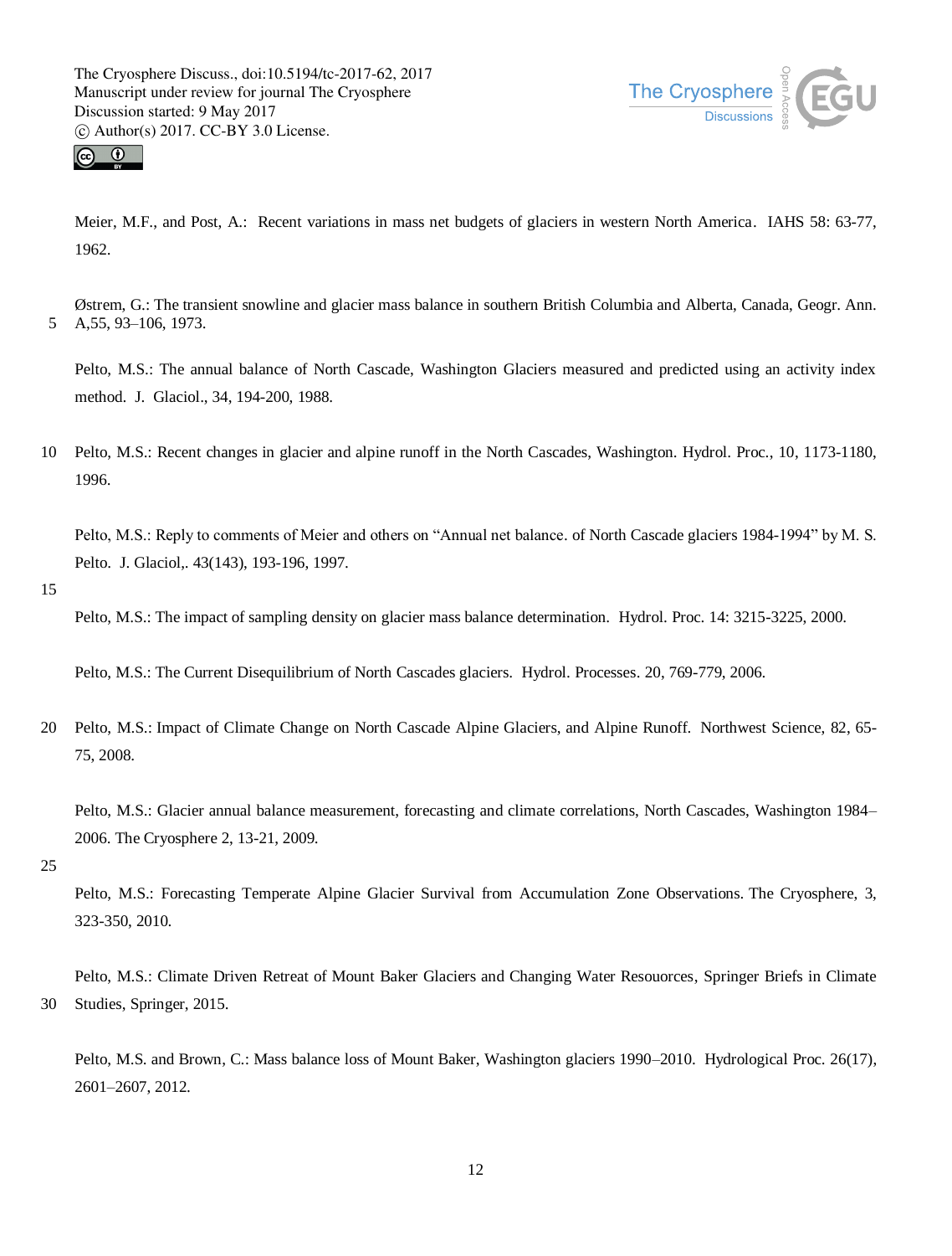Meier, M.F., and Post, A.: Recent variations in mass net budgets of glaciers in western North America. IAHS 58: 63-77, 1962.

Østrem, G.: The transient snowline and glacier mass balance in southern British Columbia and Alberta, Canada, Geogr. Ann. A,55, 93–106, 1973.

Pelto, M.S.: The annual balance of North Cascade, Washington Glaciers measured and predicted using an activity index method. J. Glaciol., 34, 194-200, 1988.

Pelto, M.S.: Recent changes in glacier and alpine runoff in the North Cascades, Washington. Hydrol. Proc., 10, 1173-1180, 1996.

Pelto, M.S.: Reply to comments of Meier and others on "Annual net balance. of North Cascade glaciers 1984-1994" by M. S. Pelto. J. Glaciol,. 43(143), 193-196, 1997.

Pelto, M.S.: The impact of sampling density on glacier mass balance determination. Hydrol. Proc. 14: 3215-3225, 2000.

Pelto, M.S.: The Current Disequilibrium of North Cascades glaciers. Hydrol. Processes. 20, 769-779, 2006.

Pelto, M.S.: Impact of Climate Change on North Cascade Alpine Glaciers, and Alpine Runoff. Northwest Science, 82, 65-75, 2008.

Pelto, M.S.: Glacier annual balance measurement, forecasting and climate correlations, North Cascades, Washington 1984–2006. The Cryosphere 2, 13-21, 2009.

Pelto, M.S.: Forecasting Temperate Alpine Glacier Survival from Accumulation Zone Observations. The Cryosphere, 3, 323-350, 2010.

Pelto, M.S.: Climate Driven Retreat of Mount Baker Glaciers and Changing Water Resouorces, Springer Briefs in Climate Studies, Springer, 2015.

Pelto, M.S. and Brown, C.: Mass balance loss of Mount Baker, Washington glaciers 1990–2010. Hydrological Proc. 26(17), 2601–2607, 2012.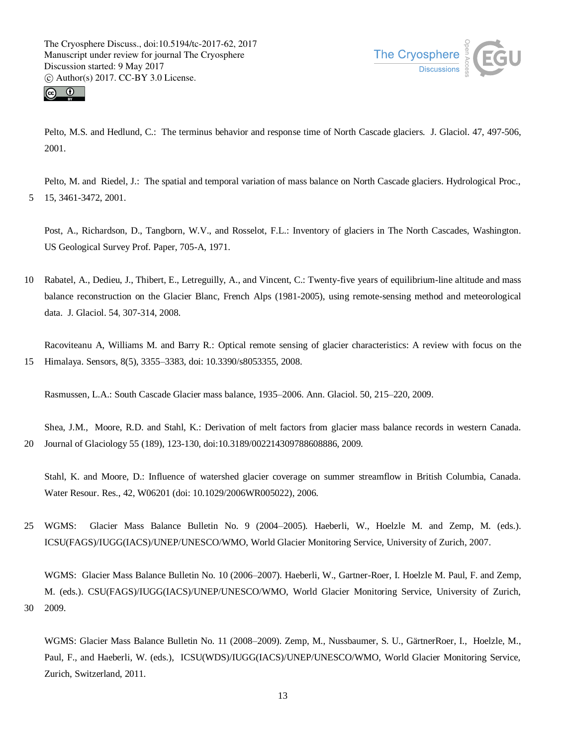Pelto, M.S. and Hedlund, C.: The terminus behavior and response time of North Cascade glaciers. J. Glaciol. 47, 497-506, 2001.

Pelto, M. and Riedel, J.: The spatial and temporal variation of mass balance on North Cascade glaciers. Hydrological Proc., 15, 3461-3472, 2001.

Post, A., Richardson, D., Tangborn, W.V., and Rosselot, F.L.: Inventory of glaciers in The North Cascades, Washington. US Geological Survey Prof. Paper, 705-A, 1971.

Rabatel, A., Dedieu, J., Thibert, E., Letreguilly, A., and Vincent, C.: Twenty-five years of equilibrium-line altitude and mass balance reconstruction on the Glacier Blanc, French Alps (1981-2005), using remote-sensing method and meteorological data. J. Glaciol. 54, 307-314, 2008.

Racoviteanu A, Williams M. and Barry R.: Optical remote sensing of glacier characteristics: A review with focus on the Himalaya. Sensors, 8(5), 3355–3383, doi: 10.3390/s8053355, 2008.

Rasmussen, L.A.: South Cascade Glacier mass balance, 1935–2006. Ann. Glaciol. 50, 215–220, 2009.

Shea, J.M., Moore, R.D. and Stahl, K.: Derivation of melt factors from glacier mass balance records in western Canada. Journal of Glaciology 55 (189), 123-130, doi:10.3189/002214309788608886, 2009.

Stahl, K. and Moore, D.: Influence of watershed glacier coverage on summer streamflow in British Columbia, Canada. Water Resour. Res., 42, W06201 (doi: 10.1029/2006WR005022), 2006.

WGMS: Glacier Mass Balance Bulletin No. 9 (2004–2005). Haeberli, W., Hoelzle M. and Zemp, M. (eds.). ICSU(FAGS)/IUGG(IACS)/UNEP/UNESCO/WMO, World Glacier Monitoring Service, University of Zurich, 2007.

WGMS: Glacier Mass Balance Bulletin No. 10 (2006–2007). Haeberli, W., Gartner-Roer, I. Hoelzle M. Paul, F. and Zemp, M. (eds.). CSU(FAGS)/IUGG(IACS)/UNEP/UNESCO/WMO, World Glacier Monitoring Service, University of Zurich, 2009.

WGMS: Glacier Mass Balance Bulletin No. 11 (2008–2009). Zemp, M., Nussbaumer, S. U., GärtnerRoer, I., Hoelzle, M., Paul, F., and Haeberli, W. (eds.), ICSU(WDS)/IUGG(IACS)/UNEP/UNESCO/WMO, World Glacier Monitoring Service, Zurich, Switzerland, 2011.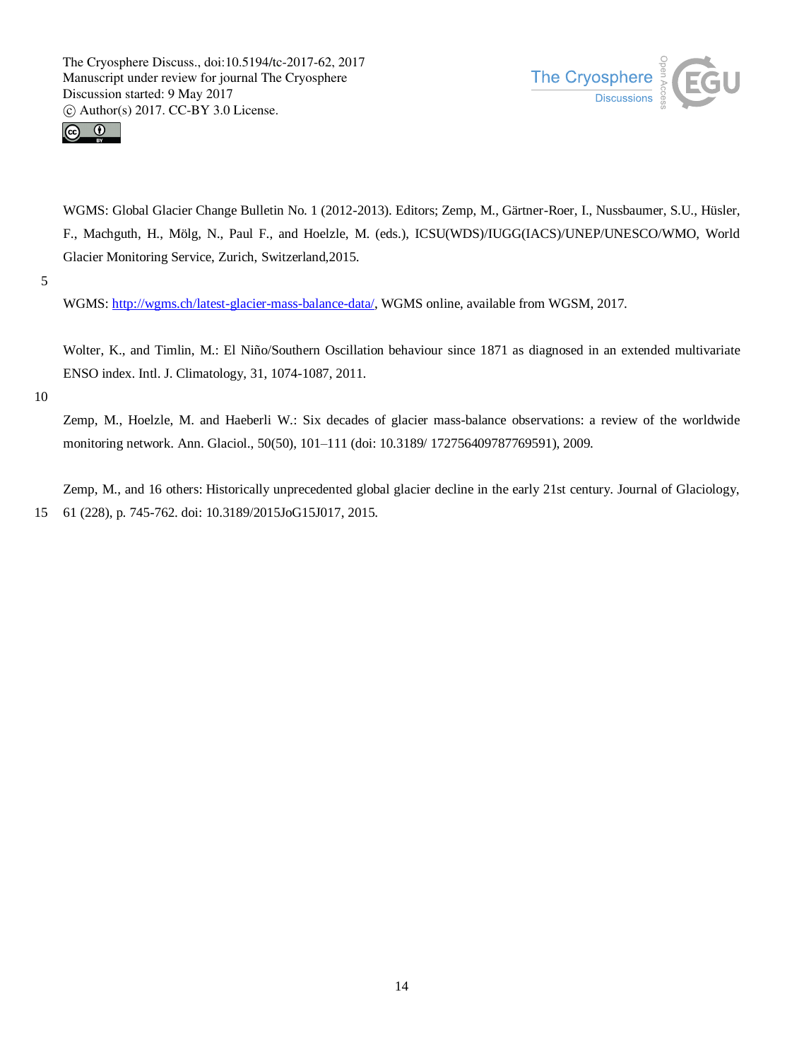WGMS: Global Glacier Change Bulletin No. 1 (2012-2013). Editors; Zemp, M., Gärtner-Roer, I., Nussbaumer, S.U., Hüsler, F., Machguth, H., Mölg, N., Paul F., and Hoelzle, M. (eds.), ICSU(WDS)/IUGG(IACS)/UNEP/UNESCO/WMO, World Glacier Monitoring Service, Zurich, Switzerland,2015.

WGMS: http://wgms.ch/latest-glacier-mass-balance-data/, WGMS online, available from WGSM, 2017.

Wolter, K., and Timlin, M.: El Niño/Southern Oscillation behaviour since 1871 as diagnosed in an extended multivariate ENSO index. Intl. J. Climatology, 31, 1074-1087, 2011.

Zemp, M., Hoelzle, M. and Haeberli W.: Six decades of glacier mass-balance observations: a review of the worldwide monitoring network. Ann. Glaciol., 50(50), 101–111 (doi: 10.3189/ 172756409787769591), 2009.

Zemp, M., and 16 others: Historically unprecedented global glacier decline in the early 21st century. Journal of Glaciology, 61 (228), p. 745-762. doi: 10.3189/2015JoG15J017, 2015.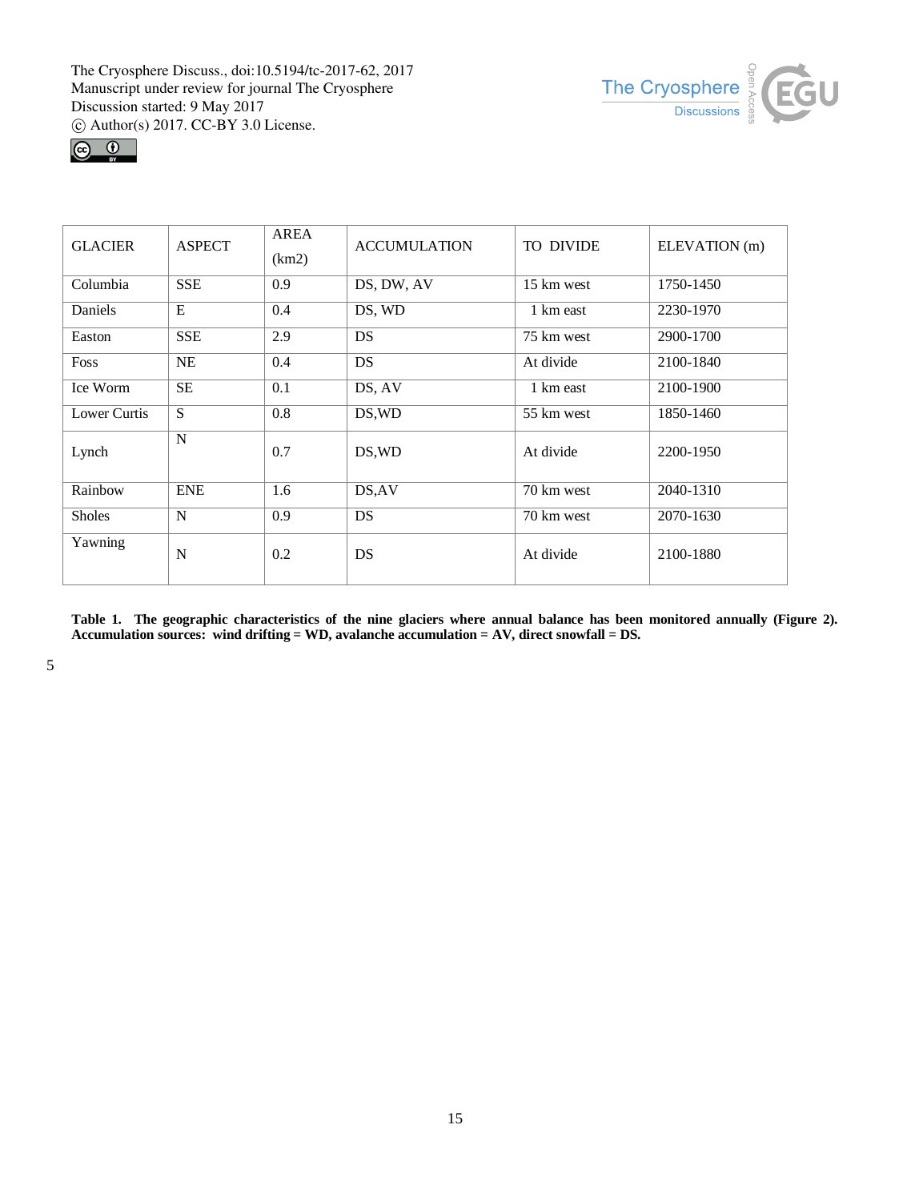| GLACIER | ASPECT | AREA (km2) | ACCUMULATION | TO DIVIDE | ELEVATION (m) |
| --- | --- | --- | --- | --- | --- |
| Columbia | SSE | 0.9 | DS, DW, AV | 15 km west | 1750-1450 |
| Daniels | E | 0.4 | DS, WD | 1 km east | 2230-1970 |
| Easton | SSE | 2.9 | DS | 75 km west | 2900-1700 |
| Foss | NE | 0.4 | DS | At divide | 2100-1840 |
| Ice Worm | SE | 0.1 | DS, AV | 1 km east | 2100-1900 |
| Lower Curtis | S | 0.8 | DS,WD | 55 km west | 1850-1460 |
| Lynch | N | 0.7 | DS,WD | At divide | 2200-1950 |
| Rainbow | ENE | 1.6 | DS,AV | 70 km west | 2040-1310 |
| Sholes | N | 0.9 | DS | 70 km west | 2070-1630 |
| Yawning | N | 0.2 | DS | At divide | 2100-1880 |

**Table 1. The geographic characteristics of the nine glaciers where annual balance has been monitored annually (Figure 2). Accumulation sources: wind drifting = WD, avalanche accumulation = AV, direct snowfall = DS.**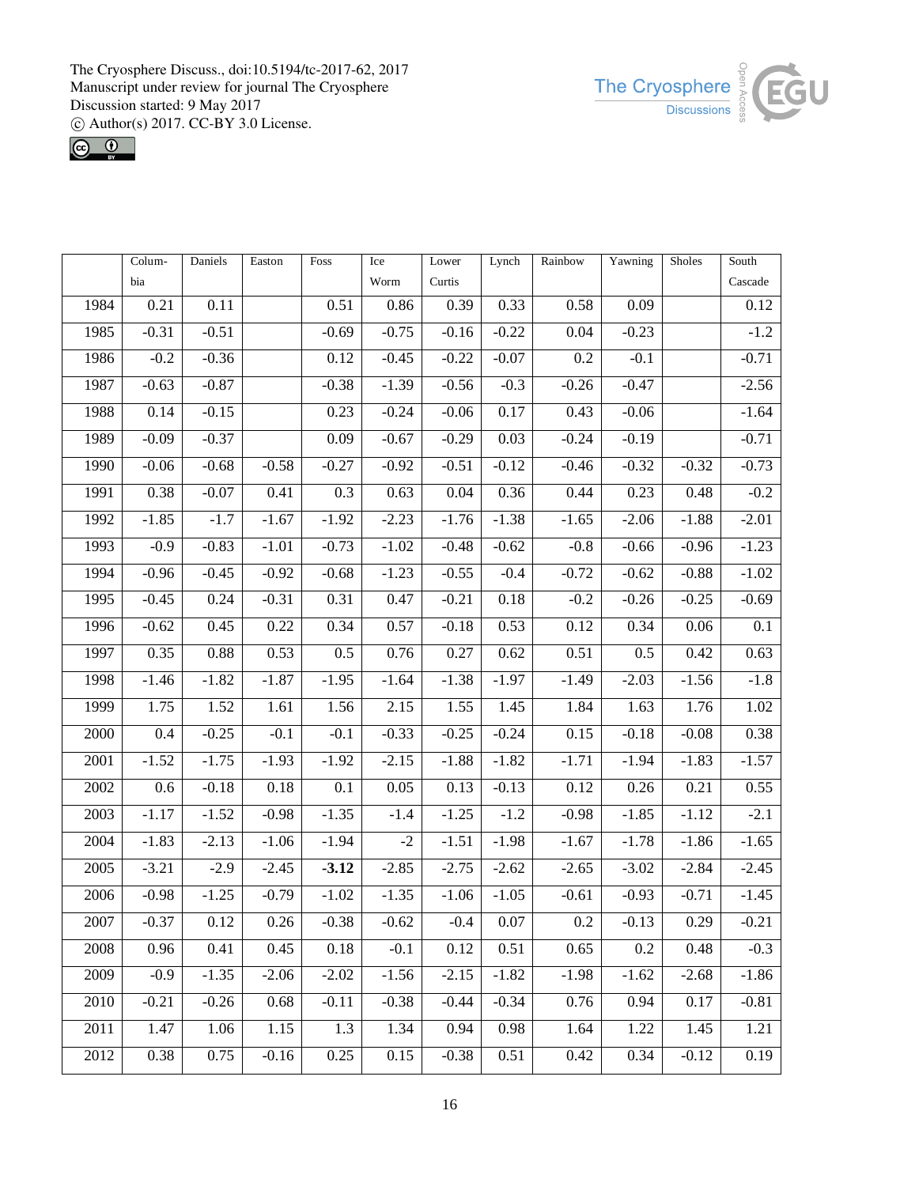| | Columbia | Daniels | Easton | Foss | Ice Worm | Lower Curtis | Lynch | Rainbow | Yawning | Sholes | South Cascade |
|---|---|---|---|---|---|---|---|---|---|---|---|
| 1984 | 0.21 | 0.11 | | 0.51 | 0.86 | 0.39 | 0.33 | 0.58 | 0.09 | | 0.12 |
| 1985 | -0.31 | -0.51 | | -0.69 | -0.75 | -0.16 | -0.22 | 0.04 | -0.23 | | -1.2 |
| 1986 | -0.2 | -0.36 | | 0.12 | -0.45 | -0.22 | -0.07 | 0.2 | -0.1 | | -0.71 |
| 1987 | -0.63 | -0.87 | | -0.38 | -1.39 | -0.56 | -0.3 | -0.26 | -0.47 | | -2.56 |
| 1988 | 0.14 | -0.15 | | 0.23 | -0.24 | -0.06 | 0.17 | 0.43 | -0.06 | | -1.64 |
| 1989 | -0.09 | -0.37 | | 0.09 | -0.67 | -0.29 | 0.03 | -0.24 | -0.19 | | -0.71 |
| 1990 | -0.06 | -0.68 | -0.58 | -0.27 | -0.92 | -0.51 | -0.12 | -0.46 | -0.32 | -0.32 | -0.73 |
| 1991 | 0.38 | -0.07 | 0.41 | 0.3 | 0.63 | 0.04 | 0.36 | 0.44 | 0.23 | 0.48 | -0.2 |
| 1992 | -1.85 | -1.7 | -1.67 | -1.92 | -2.23 | -1.76 | -1.38 | -1.65 | -2.06 | -1.88 | -2.01 |
| 1993 | -0.9 | -0.83 | -1.01 | -0.73 | -1.02 | -0.48 | -0.62 | -0.8 | -0.66 | -0.96 | -1.23 |
| 1994 | -0.96 | -0.45 | -0.92 | -0.68 | -1.23 | -0.55 | -0.4 | -0.72 | -0.62 | -0.88 | -1.02 |
| 1995 | -0.45 | 0.24 | -0.31 | 0.31 | 0.47 | -0.21 | 0.18 | -0.2 | -0.26 | -0.25 | -0.69 |
| 1996 | -0.62 | 0.45 | 0.22 | 0.34 | 0.57 | -0.18 | 0.53 | 0.12 | 0.34 | 0.06 | 0.1 |
| 1997 | 0.35 | 0.88 | 0.53 | 0.5 | 0.76 | 0.27 | 0.62 | 0.51 | 0.5 | 0.42 | 0.63 |
| 1998 | -1.46 | -1.82 | -1.87 | -1.95 | -1.64 | -1.38 | -1.97 | -1.49 | -2.03 | -1.56 | -1.8 |
| 1999 | 1.75 | 1.52 | 1.61 | 1.56 | 2.15 | 1.55 | 1.45 | 1.84 | 1.63 | 1.76 | 1.02 |
| 2000 | 0.4 | -0.25 | -0.1 | -0.1 | -0.33 | -0.25 | -0.24 | 0.15 | -0.18 | -0.08 | 0.38 |
| 2001 | -1.52 | -1.75 | -1.93 | -1.92 | -2.15 | -1.88 | -1.82 | -1.71 | -1.94 | -1.83 | -1.57 |
| 2002 | 0.6 | -0.18 | 0.18 | 0.1 | 0.05 | 0.13 | -0.13 | 0.12 | 0.26 | 0.21 | 0.55 |
| 2003 | -1.17 | -1.52 | -0.98 | -1.35 | -1.4 | -1.25 | -1.2 | -0.98 | -1.85 | -1.12 | -2.1 |
| 2004 | -1.83 | -2.13 | -1.06 | -1.94 | -2 | -1.51 | -1.98 | -1.67 | -1.78 | -1.86 | -1.65 |
| 2005 | -3.21 | -2.9 | -2.45 | **-3.12** | -2.85 | -2.75 | -2.62 | -2.65 | -3.02 | -2.84 | -2.45 |
| 2006 | -0.98 | -1.25 | -0.79 | -1.02 | -1.35 | -1.06 | -1.05 | -0.61 | -0.93 | -0.71 | -1.45 |
| 2007 | -0.37 | 0.12 | 0.26 | -0.38 | -0.62 | -0.4 | 0.07 | 0.2 | -0.13 | 0.29 | -0.21 |
| 2008 | 0.96 | 0.41 | 0.45 | 0.18 | -0.1 | 0.12 | 0.51 | 0.65 | 0.2 | 0.48 | -0.3 |
| 2009 | -0.9 | -1.35 | -2.06 | -2.02 | -1.56 | -2.15 | -1.82 | -1.98 | -1.62 | -2.68 | -1.86 |
| 2010 | -0.21 | -0.26 | 0.68 | -0.11 | -0.38 | -0.44 | -0.34 | 0.76 | 0.94 | 0.17 | -0.81 |
| 2011 | 1.47 | 1.06 | 1.15 | 1.3 | 1.34 | 0.94 | 0.98 | 1.64 | 1.22 | 1.45 | 1.21 |
| 2012 | 0.38 | 0.75 | -0.16 | 0.25 | 0.15 | -0.38 | 0.51 | 0.42 | 0.34 | -0.12 | 0.19 |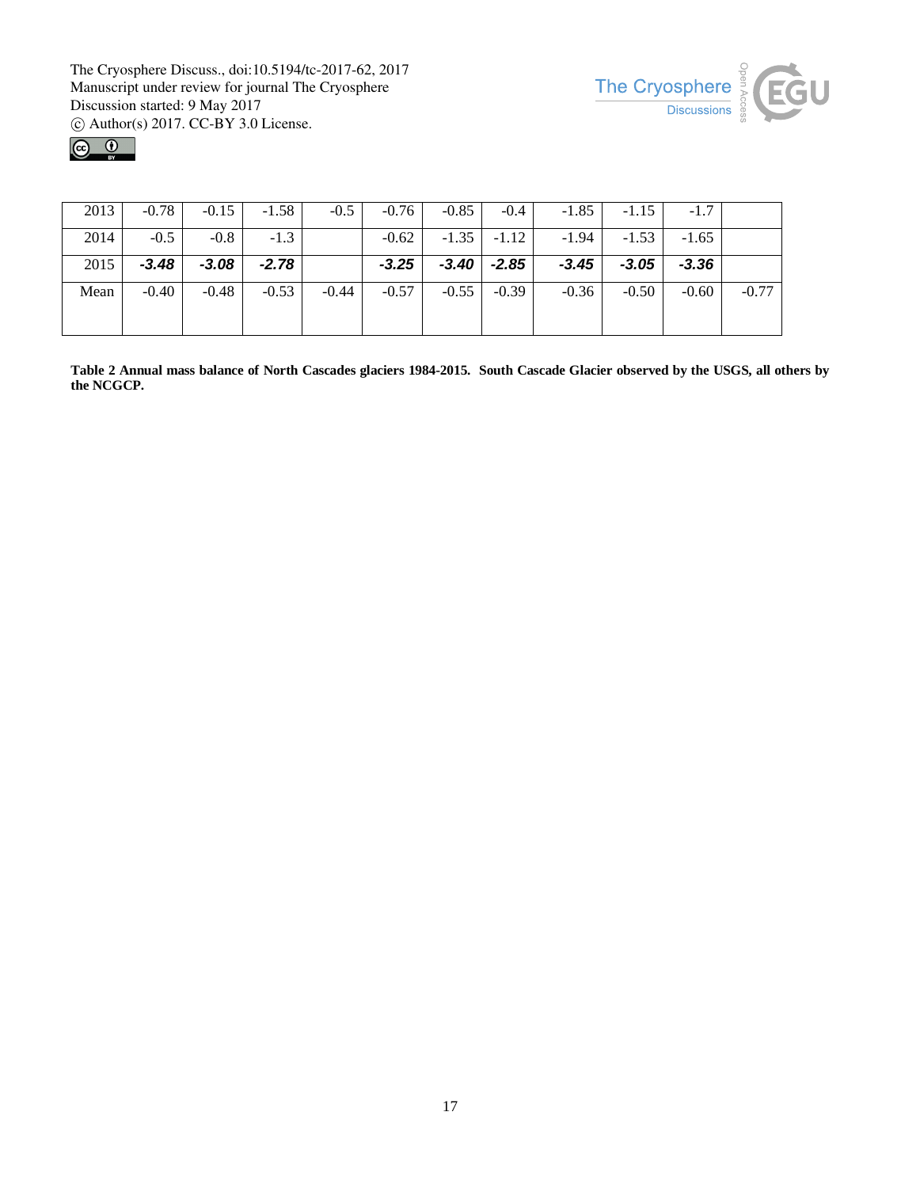| | | | | | | | | | | |
|---|---|---|---|---|---|---|---|---|---|---|
| 2013 | -0.78 | -0.15 | -1.58 | -0.5 | -0.76 | -0.85 | -0.4 | -1.85 | -1.15 | -1.7 | |
| 2014 | -0.5 | -0.8 | -1.3 | | -0.62 | -1.35 | -1.12 | -1.94 | -1.53 | -1.65 | |
| 2015 | ***-3.48*** | ***-3.08*** | ***-2.78*** | | ***-3.25*** | ***-3.40*** | ***-2.85*** | ***-3.45*** | ***-3.05*** | ***-3.36*** | |
| Mean | -0.40 | -0.48 | -0.53 | -0.44 | -0.57 | -0.55 | -0.39 | -0.36 | -0.50 | -0.60 | -0.77 |

**Table 2 Annual mass balance of North Cascades glaciers 1984-2015. South Cascade Glacier observed by the USGS, all others by the NCGCP.**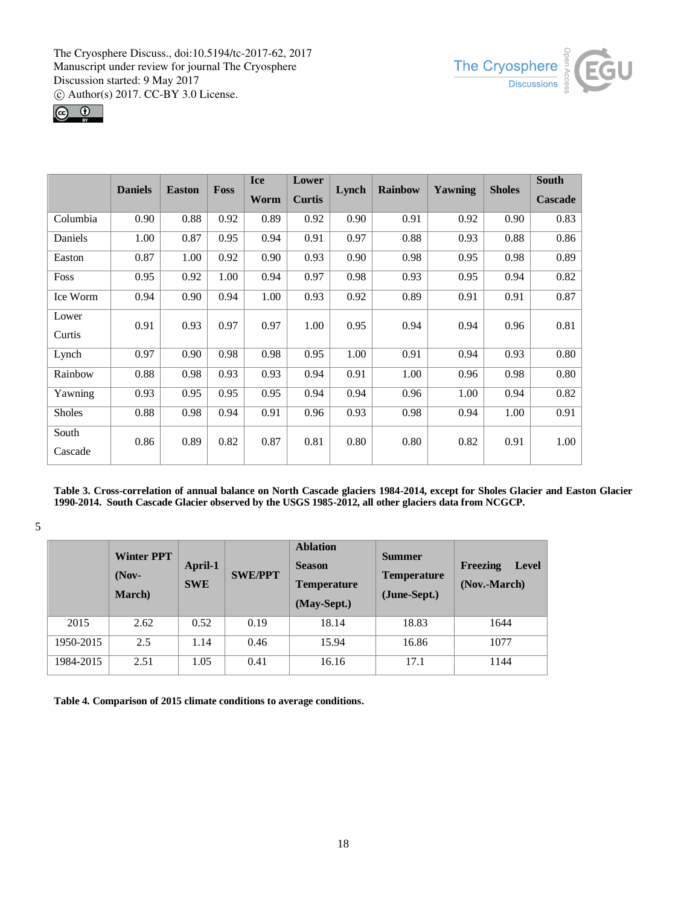| | Daniels | Easton | Foss | Ice Worm | Lower Curtis | Lynch | Rainbow | Yawning | Sholes | South Cascade |
|---|---|---|---|---|---|---|---|---|---|---|
| Columbia | 0.90 | 0.88 | 0.92 | 0.89 | 0.92 | 0.90 | 0.91 | 0.92 | 0.90 | 0.83 |
| Daniels | 1.00 | 0.87 | 0.95 | 0.94 | 0.91 | 0.97 | 0.88 | 0.93 | 0.88 | 0.86 |
| Easton | 0.87 | 1.00 | 0.92 | 0.90 | 0.93 | 0.90 | 0.98 | 0.95 | 0.98 | 0.89 |
| Foss | 0.95 | 0.92 | 1.00 | 0.94 | 0.97 | 0.98 | 0.93 | 0.95 | 0.94 | 0.82 |
| Ice Worm | 0.94 | 0.90 | 0.94 | 1.00 | 0.93 | 0.92 | 0.89 | 0.91 | 0.91 | 0.87 |
| Lower Curtis | 0.91 | 0.93 | 0.97 | 0.97 | 1.00 | 0.95 | 0.94 | 0.94 | 0.96 | 0.81 |
| Lynch | 0.97 | 0.90 | 0.98 | 0.98 | 0.95 | 1.00 | 0.91 | 0.94 | 0.93 | 0.80 |
| Rainbow | 0.88 | 0.98 | 0.93 | 0.93 | 0.94 | 0.91 | 1.00 | 0.96 | 0.98 | 0.80 |
| Yawning | 0.93 | 0.95 | 0.95 | 0.95 | 0.94 | 0.94 | 0.96 | 1.00 | 0.94 | 0.82 |
| Sholes | 0.88 | 0.98 | 0.94 | 0.91 | 0.96 | 0.93 | 0.98 | 0.94 | 1.00 | 0.91 |
| South Cascade | 0.86 | 0.89 | 0.82 | 0.87 | 0.81 | 0.80 | 0.80 | 0.82 | 0.91 | 1.00 |

**Table 3. Cross-correlation of annual balance on North Cascade glaciers 1984-2014, except for Sholes Glacier and Easton Glacier 1990-2014. South Cascade Glacier observed by the USGS 1985-2012, all other glaciers data from NCGCP.**

| | Winter PPT (Nov-March) | April-1 SWE | SWE/PPT | Ablation Season Temperature (May-Sept.) | Summer Temperature (June-Sept.) | Freezing Level (Nov.-March) |
|---|---|---|---|---|---|---|
| 2015 | 2.62 | 0.52 | 0.19 | 18.14 | 18.83 | 1644 |
| 1950-2015 | 2.5 | 1.14 | 0.46 | 15.94 | 16.86 | 1077 |
| 1984-2015 | 2.51 | 1.05 | 0.41 | 16.16 | 17.1 | 1144 |

**Table 4. Comparison of 2015 climate conditions to average conditions.**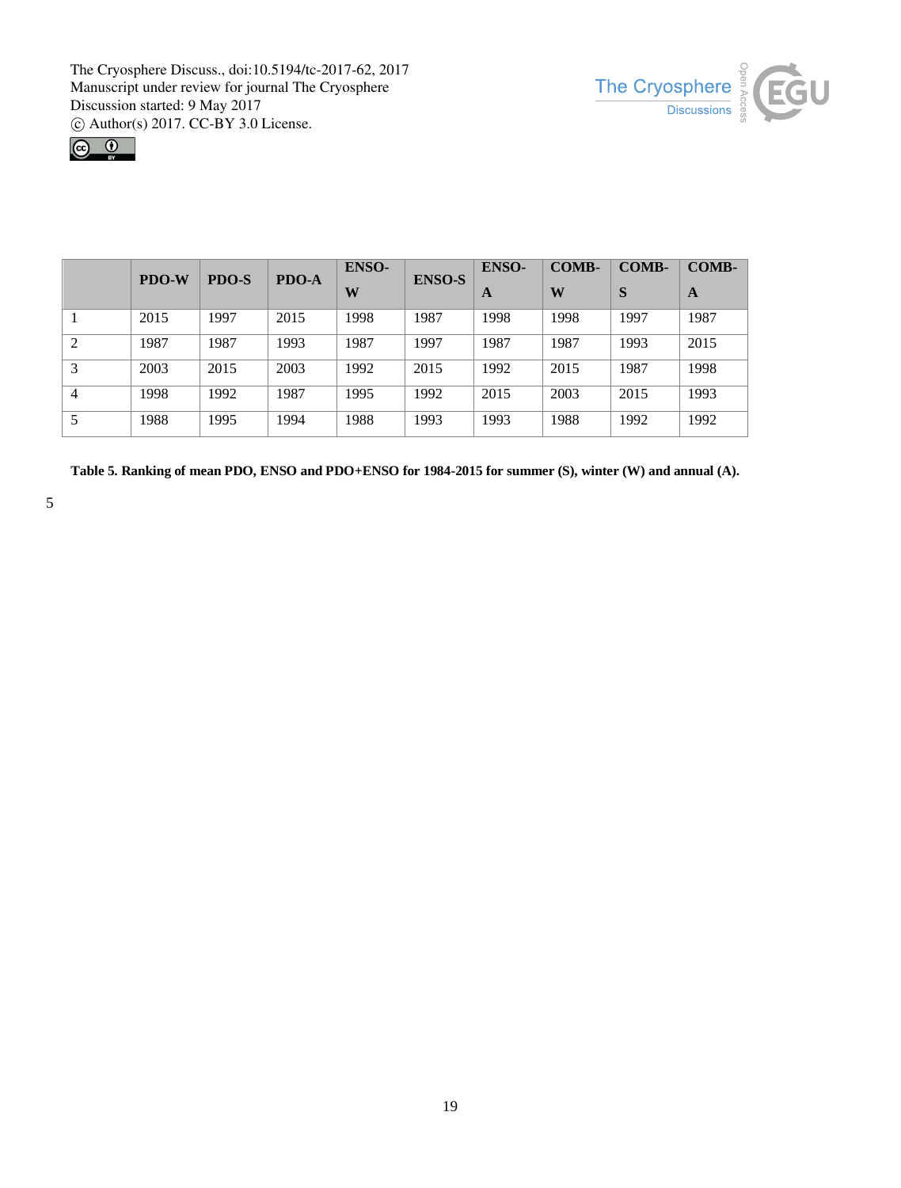| | PDO-W | PDO-S | PDO-A | ENSO-W | ENSO-S | ENSO-A | COMB-W | COMB-S | COMB-A |
|---|---|---|---|---|---|---|---|---|---|
| 1 | 2015 | 1997 | 2015 | 1998 | 1987 | 1998 | 1998 | 1997 | 1987 |
| 2 | 1987 | 1987 | 1993 | 1987 | 1997 | 1987 | 1987 | 1993 | 2015 |
| 3 | 2003 | 2015 | 2003 | 1992 | 2015 | 1992 | 2015 | 1987 | 1998 |
| 4 | 1998 | 1992 | 1987 | 1995 | 1992 | 2015 | 2003 | 2015 | 1993 |
| 5 | 1988 | 1995 | 1994 | 1988 | 1993 | 1993 | 1988 | 1992 | 1992 |

**Table 5. Ranking of mean PDO, ENSO and PDO+ENSO for 1984-2015 for summer (S), winter (W) and annual (A).**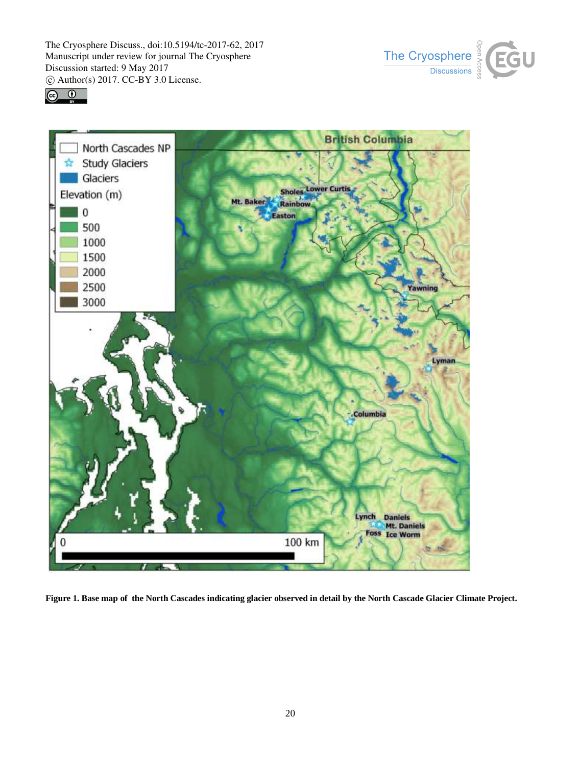**Figure 1. Base map of the North Cascades indicating glacier observed in detail by the North Cascade Glacier Climate Project.**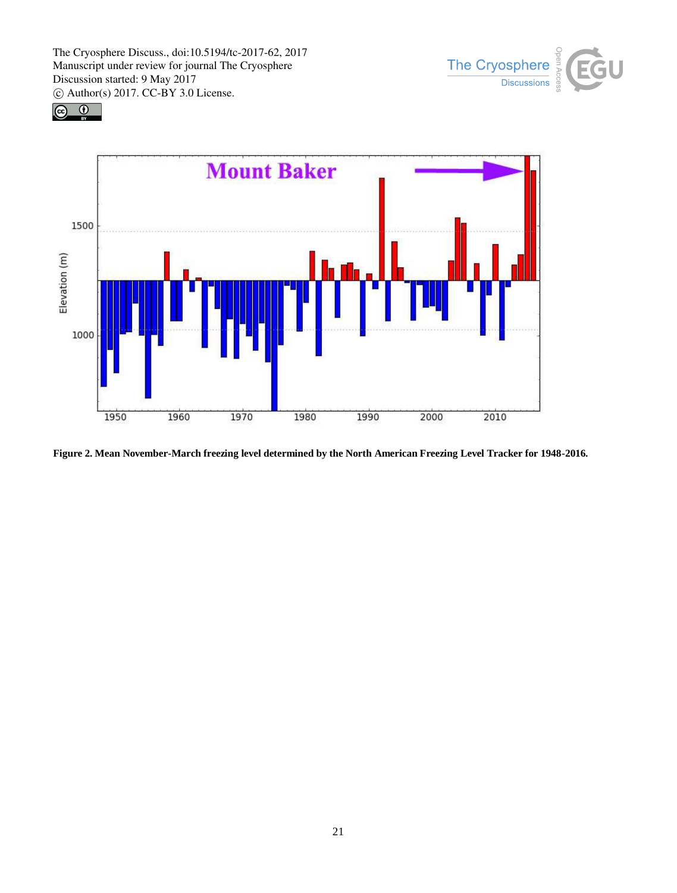**Figure 2. Mean November-March freezing level determined by the North American Freezing Level Tracker for 1948-2016.**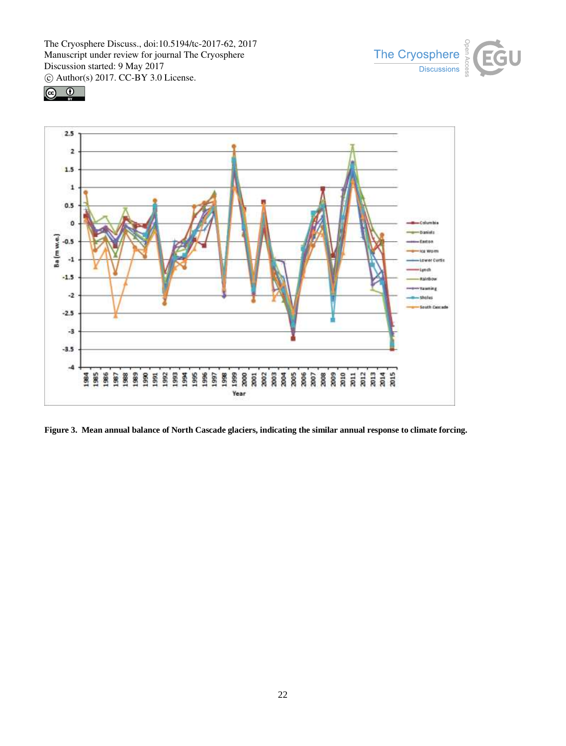Figure 3. Mean annual balance of North Cascade glaciers, indicating the similar annual response to climate forcing.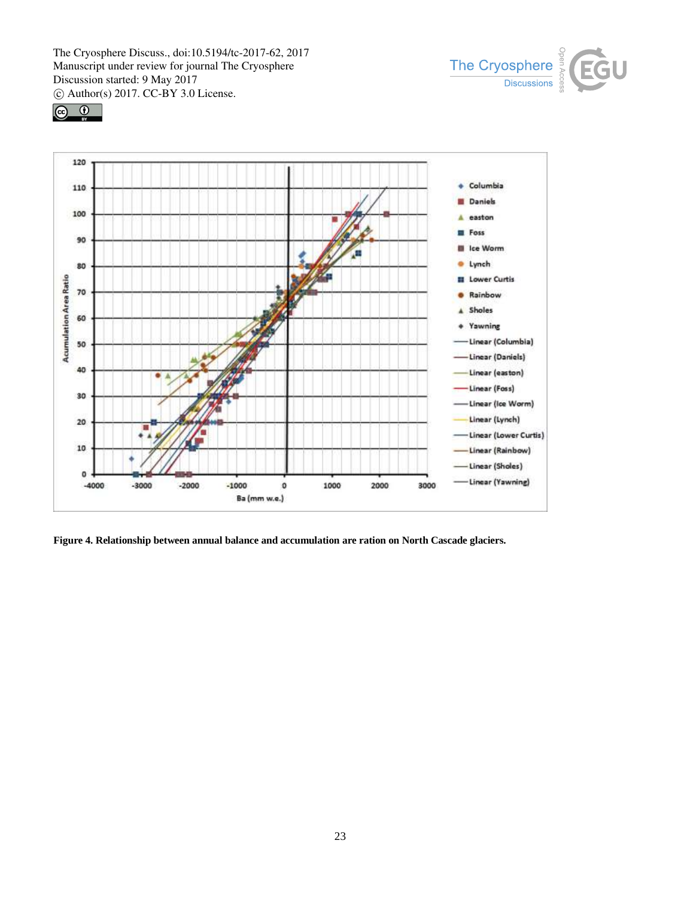Figure 4. Relationship between annual balance and accumulation are ration on North Cascade glaciers.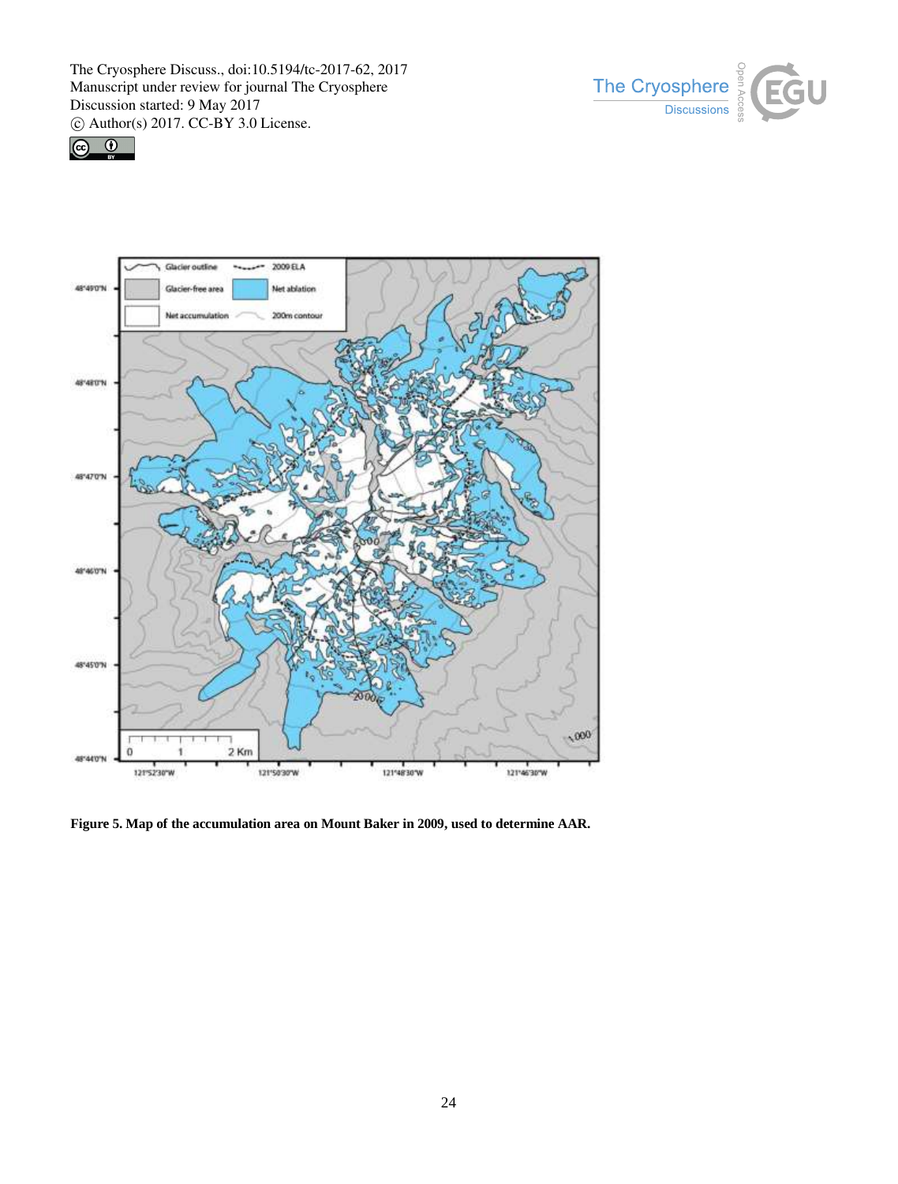**Figure 5. Map of the accumulation area on Mount Baker in 2009, used to determine AAR.**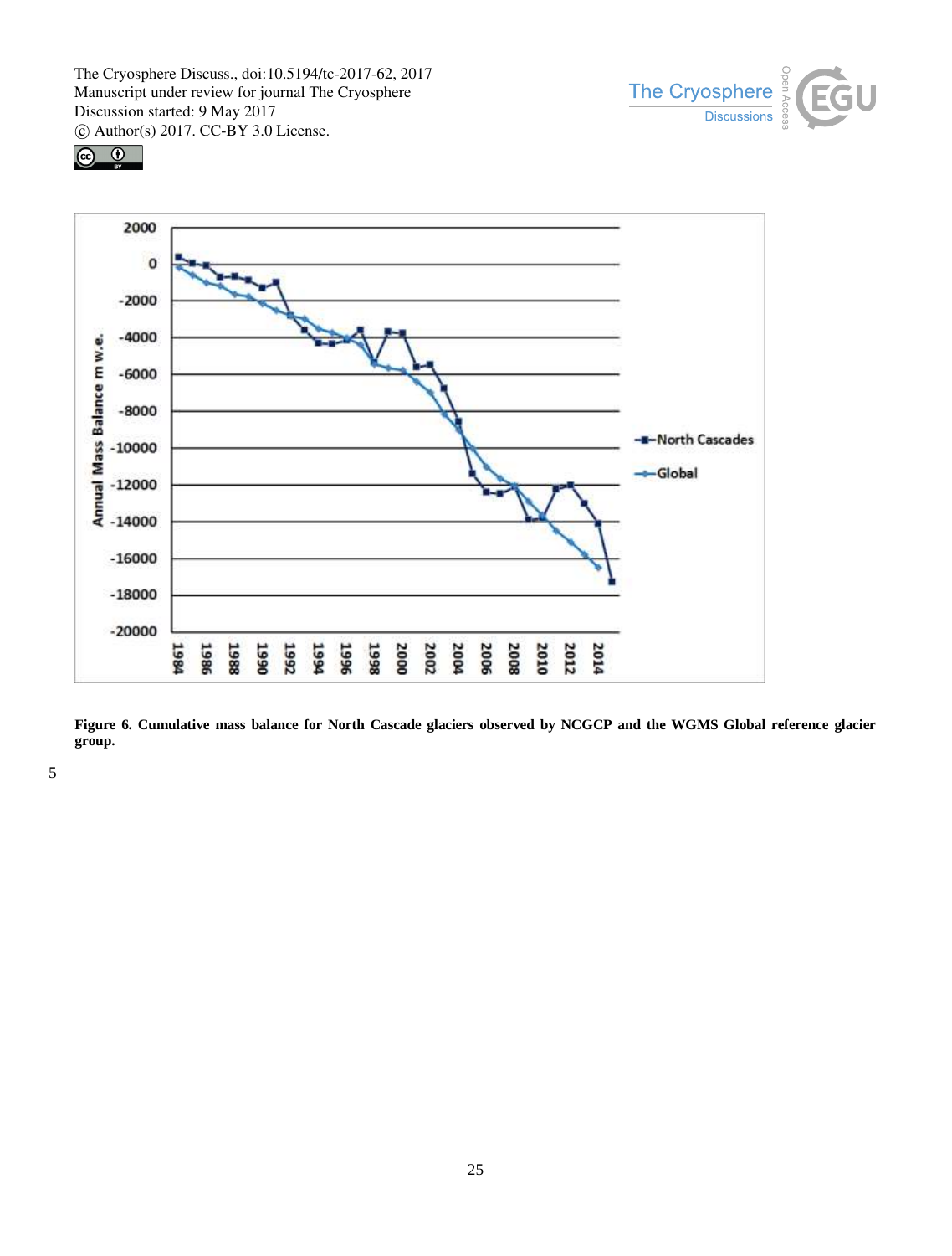**Figure 6. Cumulative mass balance for North Cascade glaciers observed by NCGCP and the WGMS Global reference glacier group.**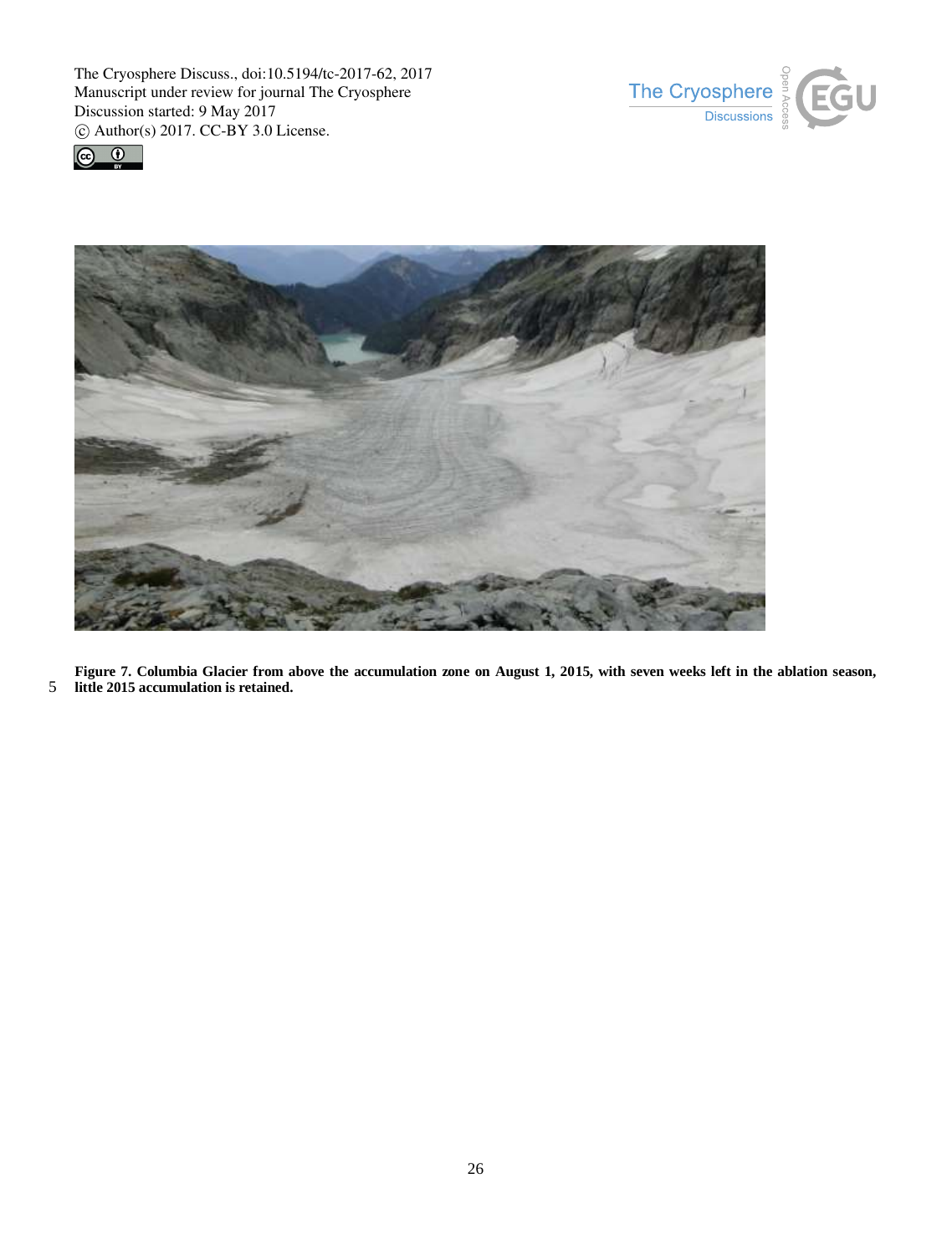**Figure 7. Columbia Glacier from above the accumulation zone on August 1, 2015, with seven weeks left in the ablation season, little 2015 accumulation is retained.**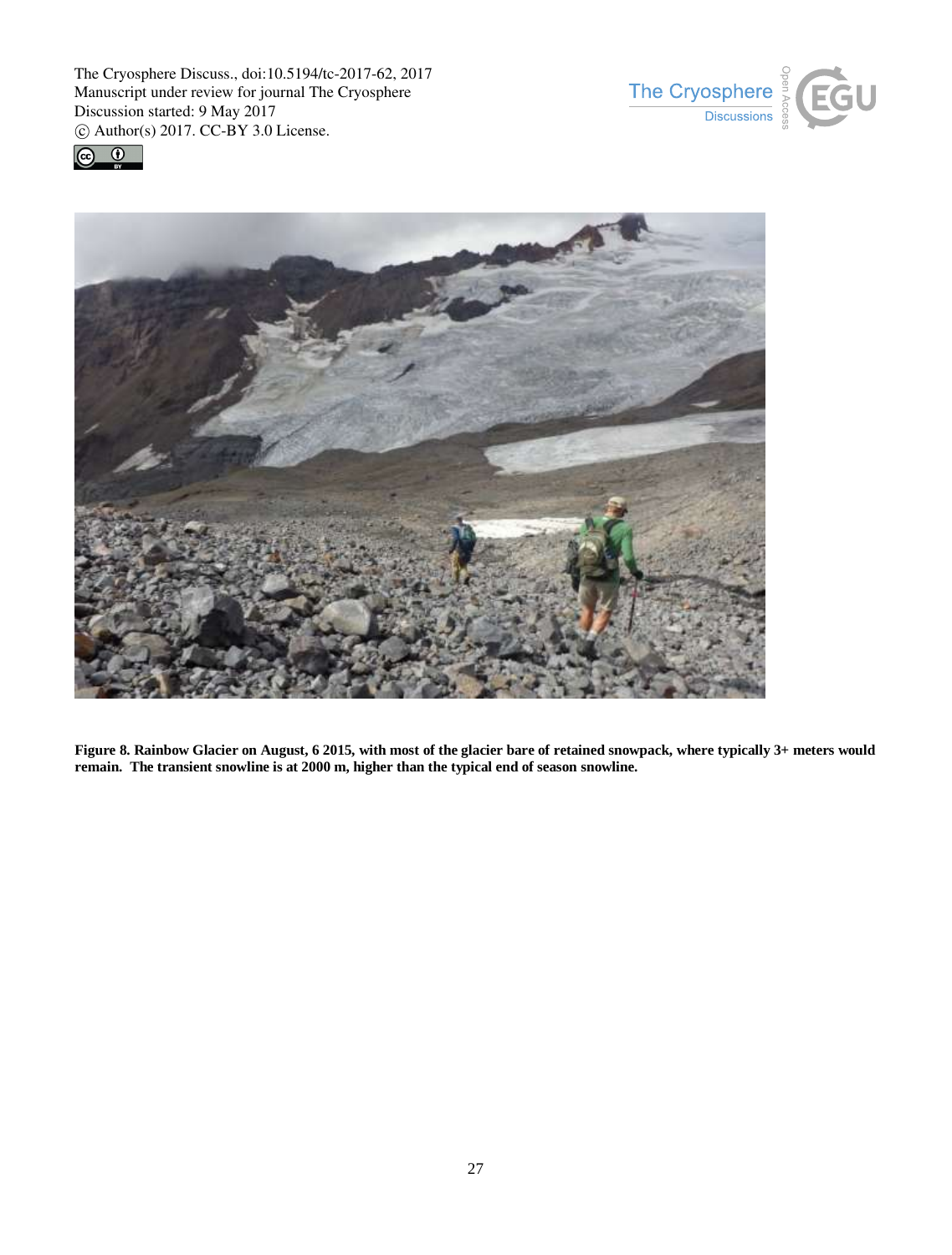**Figure 8. Rainbow Glacier on August, 6 2015, with most of the glacier bare of retained snowpack, where typically 3+ meters would remain. The transient snowline is at 2000 m, higher than the typical end of season snowline.**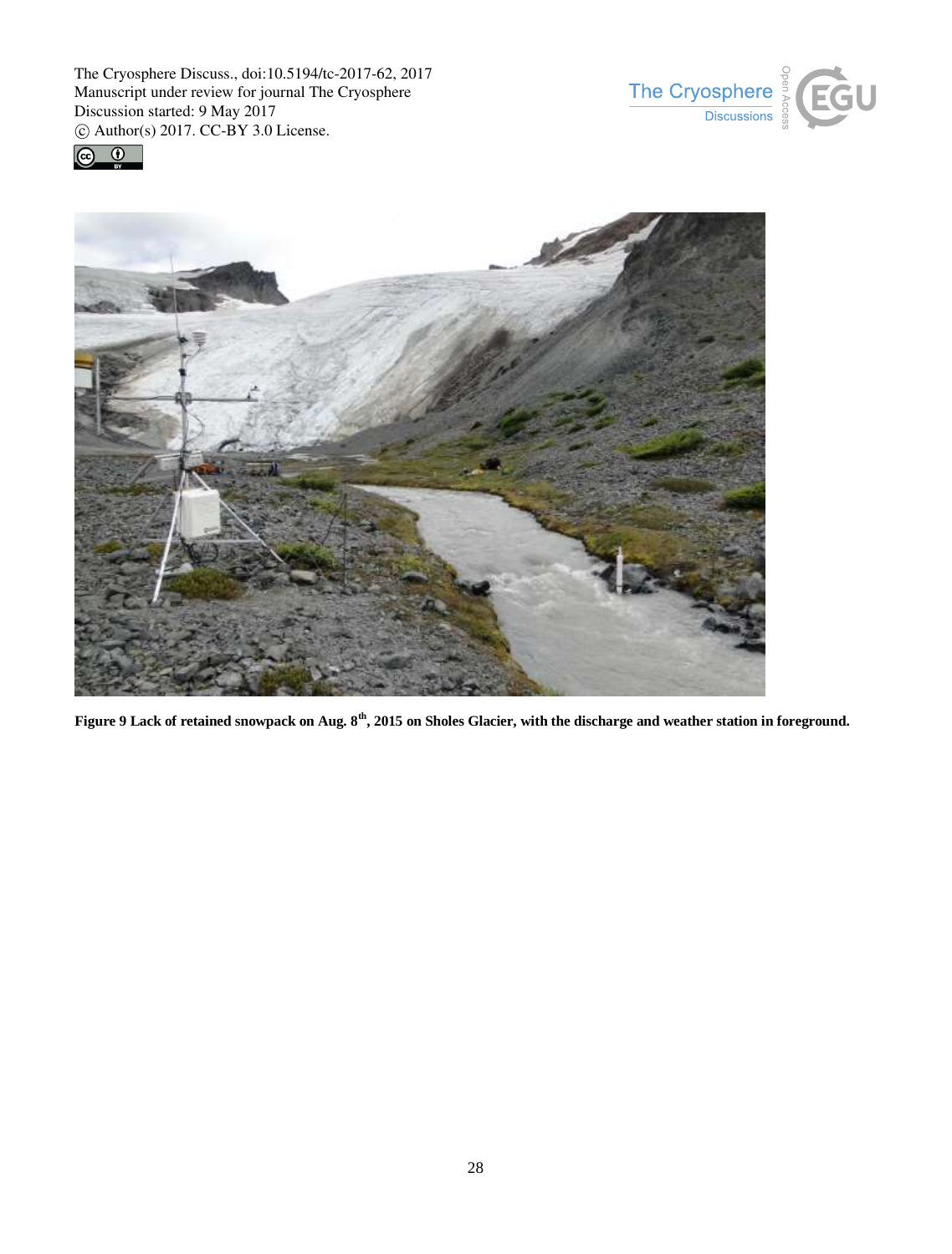**Figure 9 Lack of retained snowpack on Aug. 8th, 2015 on Sholes Glacier, with the discharge and weather station in foreground.**